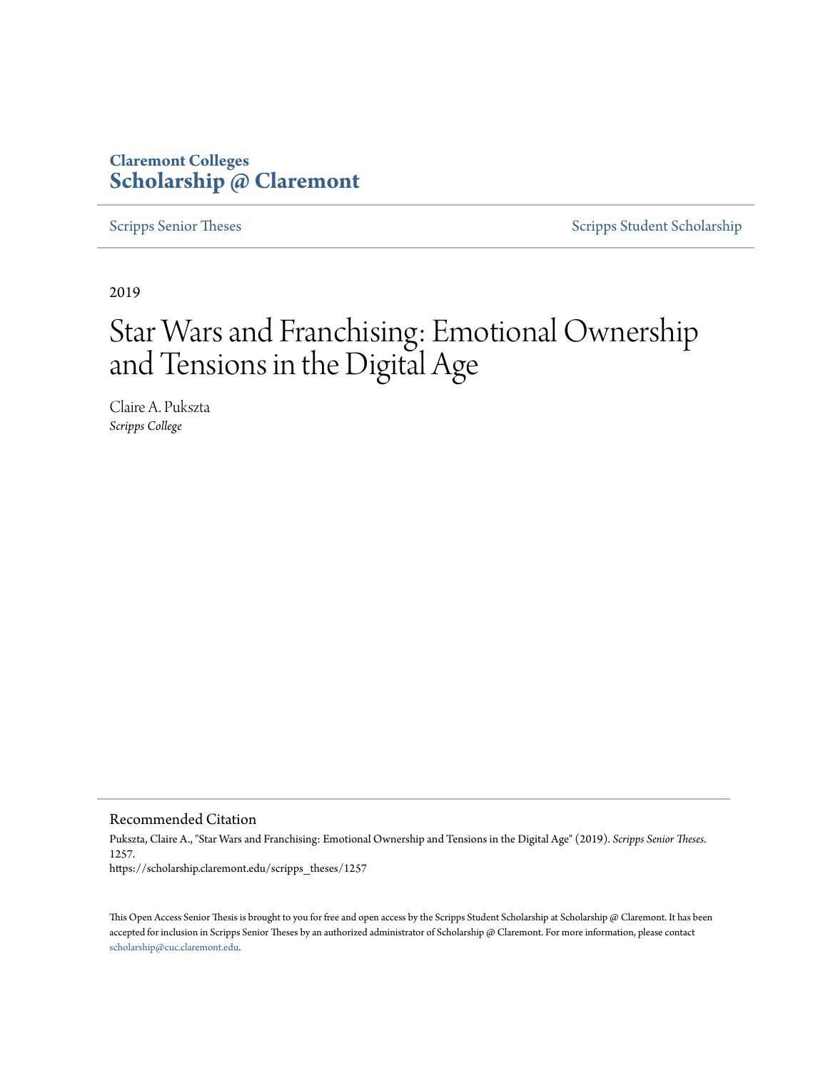Claremont Colleges
**Scholarship @ Claremont**

Scripps Senior Theses | Scripps Student Scholarship

2019

# Star Wars and Franchising: Emotional Ownership and Tensions in the Digital Age

Claire A. Pukszta
*Scripps College*

## Recommended Citation

Pukszta, Claire A., "Star Wars and Franchising: Emotional Ownership and Tensions in the Digital Age" (2019). *Scripps Senior Theses*. 1257.
https://scholarship.claremont.edu/scripps_theses/1257

This Open Access Senior Thesis is brought to you for free and open access by the Scripps Student Scholarship at Scholarship @ Claremont. It has been accepted for inclusion in Scripps Senior Theses by an authorized administrator of Scholarship @ Claremont. For more information, please contact scholarship@cuc.claremont.edu.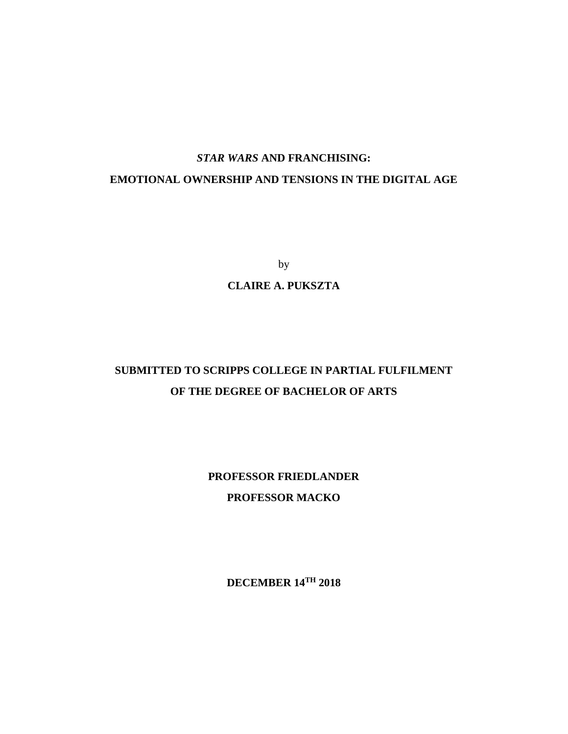# *STAR WARS* AND FRANCHISING:
# EMOTIONAL OWNERSHIP AND TENSIONS IN THE DIGITAL AGE

by

**CLAIRE A. PUKSZTA**

**SUBMITTED TO SCRIPPS COLLEGE IN PARTIAL FULFILMENT OF THE DEGREE OF BACHELOR OF ARTS**

**PROFESSOR FRIEDLANDER**

**PROFESSOR MACKO**

**DECEMBER 14TH 2018**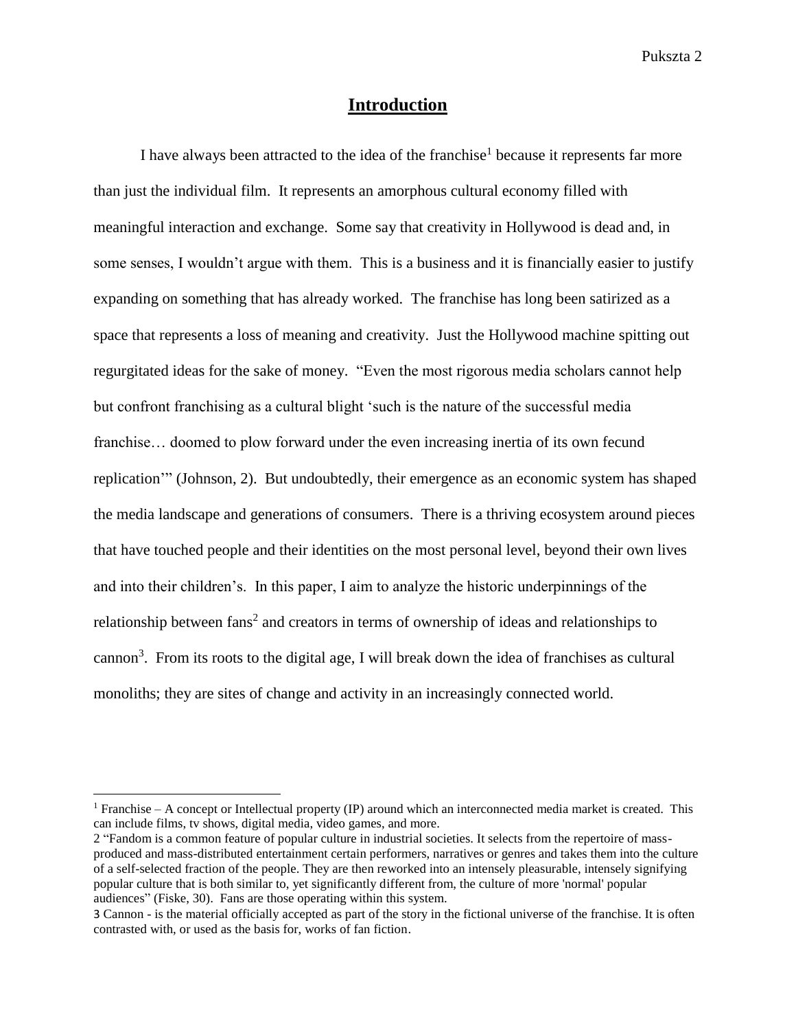# Introduction

I have always been attracted to the idea of the franchise[1] because it represents far more than just the individual film. It represents an amorphous cultural economy filled with meaningful interaction and exchange. Some say that creativity in Hollywood is dead and, in some senses, I wouldn't argue with them. This is a business and it is financially easier to justify expanding on something that has already worked. The franchise has long been satirized as a space that represents a loss of meaning and creativity. Just the Hollywood machine spitting out regurgitated ideas for the sake of money. "Even the most rigorous media scholars cannot help but confront franchising as a cultural blight 'such is the nature of the successful media franchise… doomed to plow forward under the even increasing inertia of its own fecund replication'" (Johnson, 2). But undoubtedly, their emergence as an economic system has shaped the media landscape and generations of consumers. There is a thriving ecosystem around pieces that have touched people and their identities on the most personal level, beyond their own lives and into their children's. In this paper, I aim to analyze the historic underpinnings of the relationship between fans[2] and creators in terms of ownership of ideas and relationships to cannon[3]. From its roots to the digital age, I will break down the idea of franchises as cultural monoliths; they are sites of change and activity in an increasingly connected world.

---

[1] Franchise – A concept or Intellectual property (IP) around which an interconnected media market is created. This can include films, tv shows, digital media, video games, and more.

2 "Fandom is a common feature of popular culture in industrial societies. It selects from the repertoire of mass-produced and mass-distributed entertainment certain performers, narratives or genres and takes them into the culture of a self-selected fraction of the people. They are then reworked into an intensely pleasurable, intensely signifying popular culture that is both similar to, yet significantly different from, the culture of more 'normal' popular audiences" (Fiske, 30). Fans are those operating within this system.

3 Cannon - is the material officially accepted as part of the story in the fictional universe of the franchise. It is often contrasted with, or used as the basis for, works of fan fiction.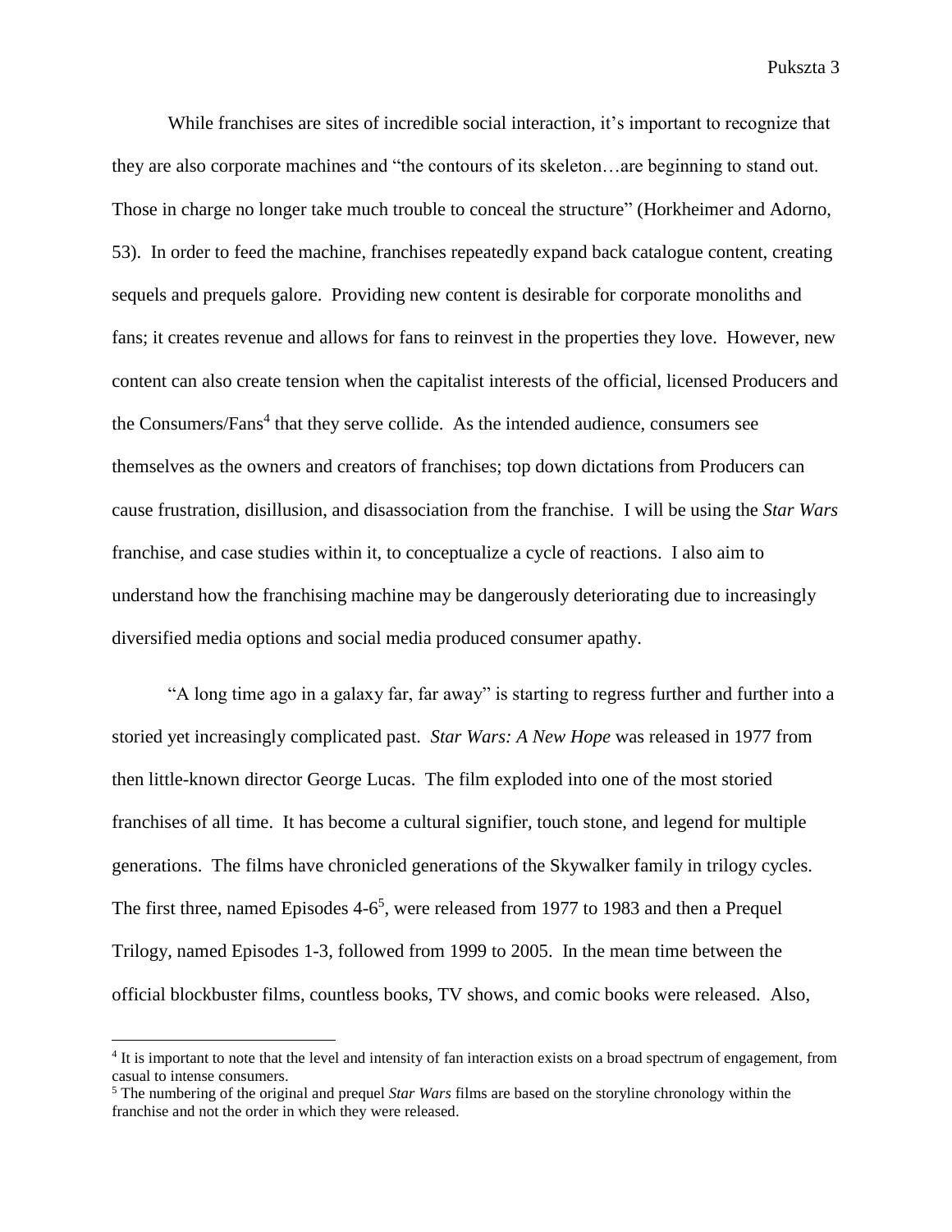While franchises are sites of incredible social interaction, it's important to recognize that they are also corporate machines and "the contours of its skeleton…are beginning to stand out. Those in charge no longer take much trouble to conceal the structure" (Horkheimer and Adorno, 53). In order to feed the machine, franchises repeatedly expand back catalogue content, creating sequels and prequels galore. Providing new content is desirable for corporate monoliths and fans; it creates revenue and allows for fans to reinvest in the properties they love. However, new content can also create tension when the capitalist interests of the official, licensed Producers and the Consumers/Fans[4] that they serve collide. As the intended audience, consumers see themselves as the owners and creators of franchises; top down dictations from Producers can cause frustration, disillusion, and disassociation from the franchise. I will be using the *Star Wars* franchise, and case studies within it, to conceptualize a cycle of reactions. I also aim to understand how the franchising machine may be dangerously deteriorating due to increasingly diversified media options and social media produced consumer apathy.

"A long time ago in a galaxy far, far away" is starting to regress further and further into a storied yet increasingly complicated past. *Star Wars: A New Hope* was released in 1977 from then little-known director George Lucas. The film exploded into one of the most storied franchises of all time. It has become a cultural signifier, touch stone, and legend for multiple generations. The films have chronicled generations of the Skywalker family in trilogy cycles. The first three, named Episodes 4-6[5], were released from 1977 to 1983 and then a Prequel Trilogy, named Episodes 1-3, followed from 1999 to 2005. In the mean time between the official blockbuster films, countless books, TV shows, and comic books were released. Also,

---

[4] It is important to note that the level and intensity of fan interaction exists on a broad spectrum of engagement, from casual to intense consumers.

[5] The numbering of the original and prequel *Star Wars* films are based on the storyline chronology within the franchise and not the order in which they were released.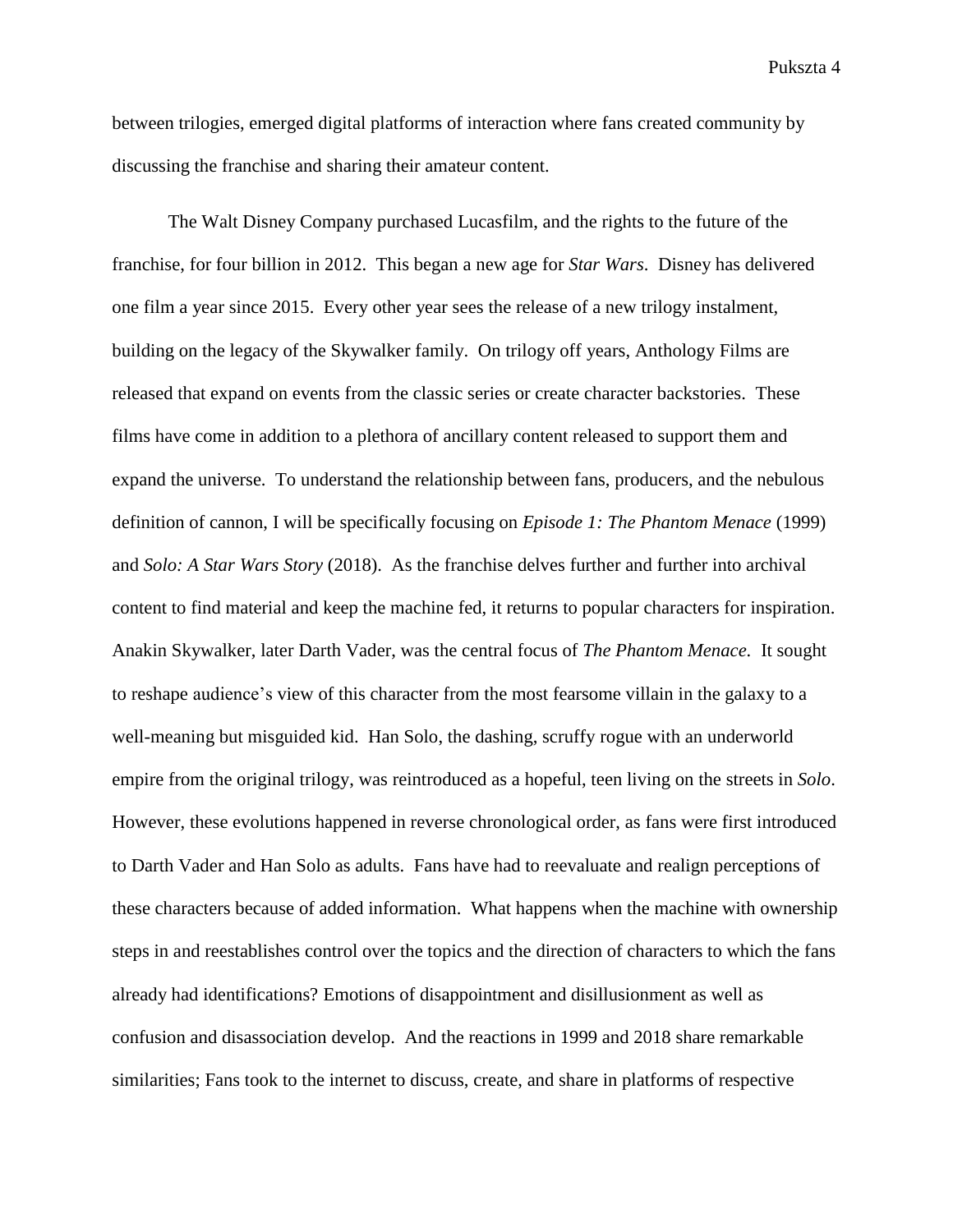between trilogies, emerged digital platforms of interaction where fans created community by discussing the franchise and sharing their amateur content.

The Walt Disney Company purchased Lucasfilm, and the rights to the future of the franchise, for four billion in 2012. This began a new age for *Star Wars*. Disney has delivered one film a year since 2015. Every other year sees the release of a new trilogy instalment, building on the legacy of the Skywalker family. On trilogy off years, Anthology Films are released that expand on events from the classic series or create character backstories. These films have come in addition to a plethora of ancillary content released to support them and expand the universe. To understand the relationship between fans, producers, and the nebulous definition of cannon, I will be specifically focusing on *Episode 1: The Phantom Menace* (1999) and *Solo: A Star Wars Story* (2018). As the franchise delves further and further into archival content to find material and keep the machine fed, it returns to popular characters for inspiration. Anakin Skywalker, later Darth Vader, was the central focus of *The Phantom Menace*. It sought to reshape audience's view of this character from the most fearsome villain in the galaxy to a well-meaning but misguided kid. Han Solo, the dashing, scruffy rogue with an underworld empire from the original trilogy, was reintroduced as a hopeful, teen living on the streets in *Solo*. However, these evolutions happened in reverse chronological order, as fans were first introduced to Darth Vader and Han Solo as adults. Fans have had to reevaluate and realign perceptions of these characters because of added information. What happens when the machine with ownership steps in and reestablishes control over the topics and the direction of characters to which the fans already had identifications? Emotions of disappointment and disillusionment as well as confusion and disassociation develop. And the reactions in 1999 and 2018 share remarkable similarities; Fans took to the internet to discuss, create, and share in platforms of respective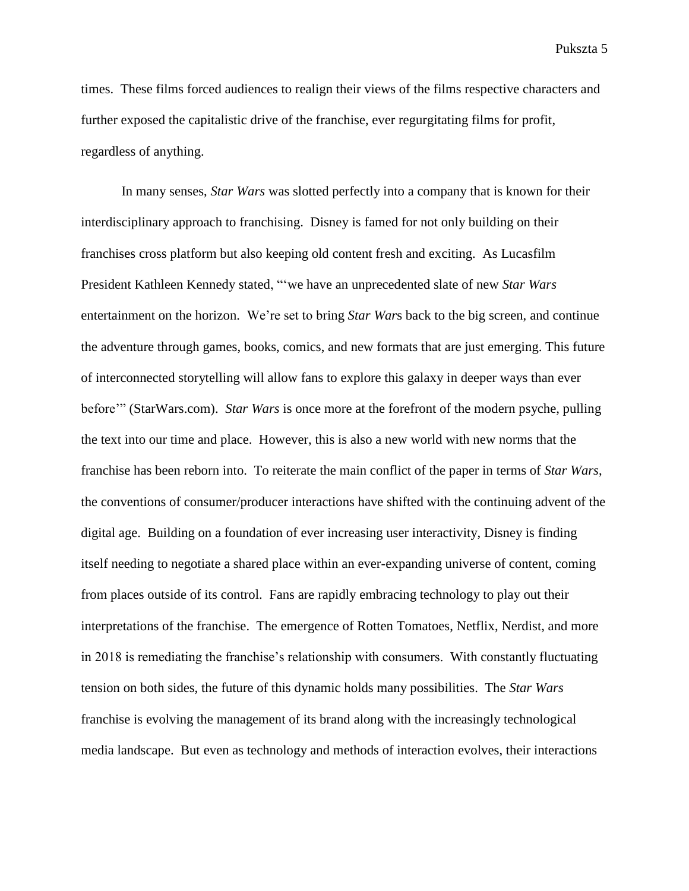times. These films forced audiences to realign their views of the films respective characters and further exposed the capitalistic drive of the franchise, ever regurgitating films for profit, regardless of anything.

In many senses, *Star Wars* was slotted perfectly into a company that is known for their interdisciplinary approach to franchising. Disney is famed for not only building on their franchises cross platform but also keeping old content fresh and exciting. As Lucasfilm President Kathleen Kennedy stated, "'we have an unprecedented slate of new *Star Wars* entertainment on the horizon. We're set to bring *Star Wars* back to the big screen, and continue the adventure through games, books, comics, and new formats that are just emerging. This future of interconnected storytelling will allow fans to explore this galaxy in deeper ways than ever before'" (StarWars.com). *Star Wars* is once more at the forefront of the modern psyche, pulling the text into our time and place. However, this is also a new world with new norms that the franchise has been reborn into. To reiterate the main conflict of the paper in terms of *Star Wars*, the conventions of consumer/producer interactions have shifted with the continuing advent of the digital age. Building on a foundation of ever increasing user interactivity, Disney is finding itself needing to negotiate a shared place within an ever-expanding universe of content, coming from places outside of its control. Fans are rapidly embracing technology to play out their interpretations of the franchise. The emergence of Rotten Tomatoes, Netflix, Nerdist, and more in 2018 is remediating the franchise's relationship with consumers. With constantly fluctuating tension on both sides, the future of this dynamic holds many possibilities. The *Star Wars* franchise is evolving the management of its brand along with the increasingly technological media landscape. But even as technology and methods of interaction evolves, their interactions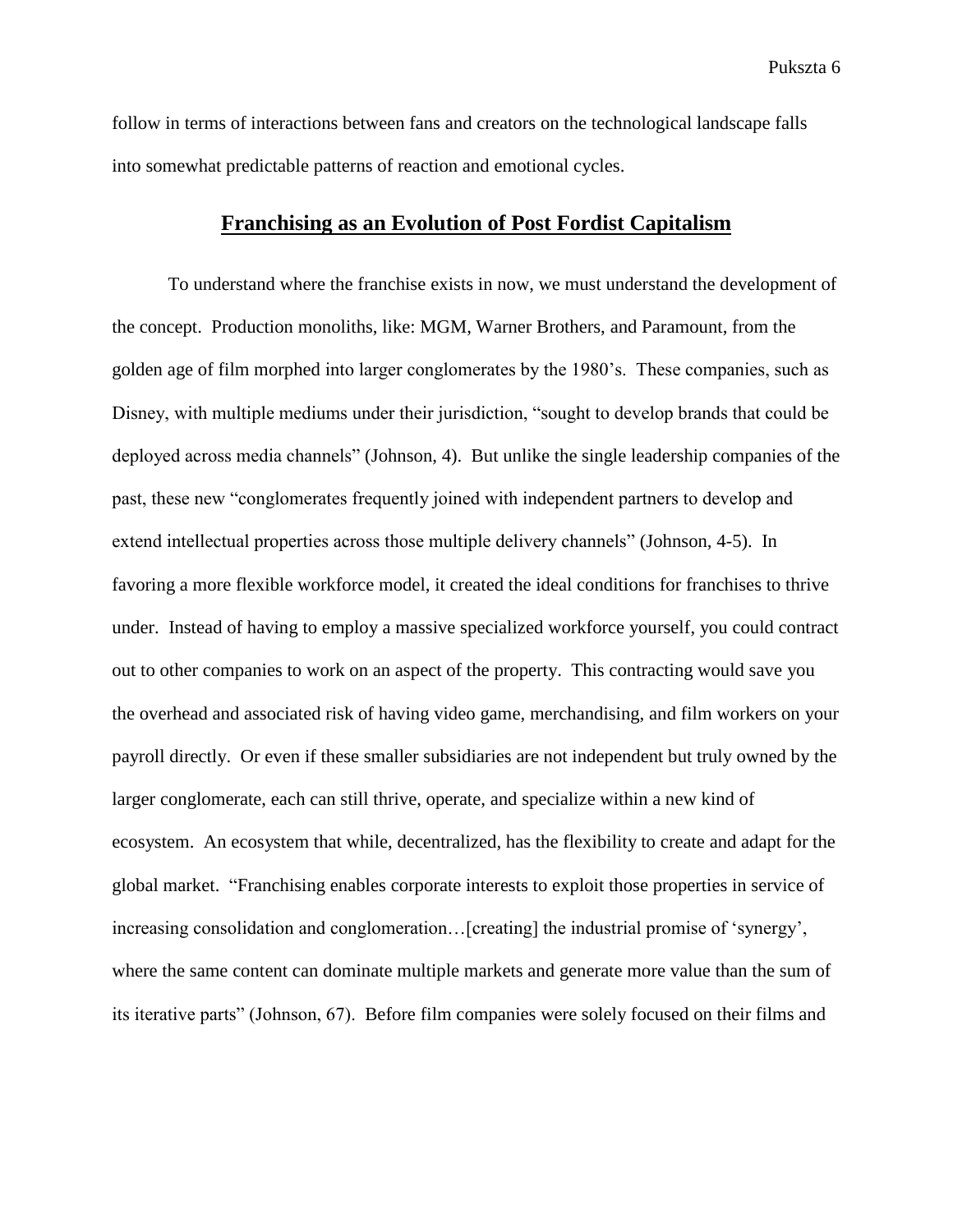follow in terms of interactions between fans and creators on the technological landscape falls into somewhat predictable patterns of reaction and emotional cycles.

## **Franchising as an Evolution of Post Fordist Capitalism**

To understand where the franchise exists in now, we must understand the development of the concept. Production monoliths, like: MGM, Warner Brothers, and Paramount, from the golden age of film morphed into larger conglomerates by the 1980's. These companies, such as Disney, with multiple mediums under their jurisdiction, "sought to develop brands that could be deployed across media channels" (Johnson, 4). But unlike the single leadership companies of the past, these new "conglomerates frequently joined with independent partners to develop and extend intellectual properties across those multiple delivery channels" (Johnson, 4-5). In favoring a more flexible workforce model, it created the ideal conditions for franchises to thrive under. Instead of having to employ a massive specialized workforce yourself, you could contract out to other companies to work on an aspect of the property. This contracting would save you the overhead and associated risk of having video game, merchandising, and film workers on your payroll directly. Or even if these smaller subsidiaries are not independent but truly owned by the larger conglomerate, each can still thrive, operate, and specialize within a new kind of ecosystem. An ecosystem that while, decentralized, has the flexibility to create and adapt for the global market. "Franchising enables corporate interests to exploit those properties in service of increasing consolidation and conglomeration…[creating] the industrial promise of 'synergy', where the same content can dominate multiple markets and generate more value than the sum of its iterative parts" (Johnson, 67). Before film companies were solely focused on their films and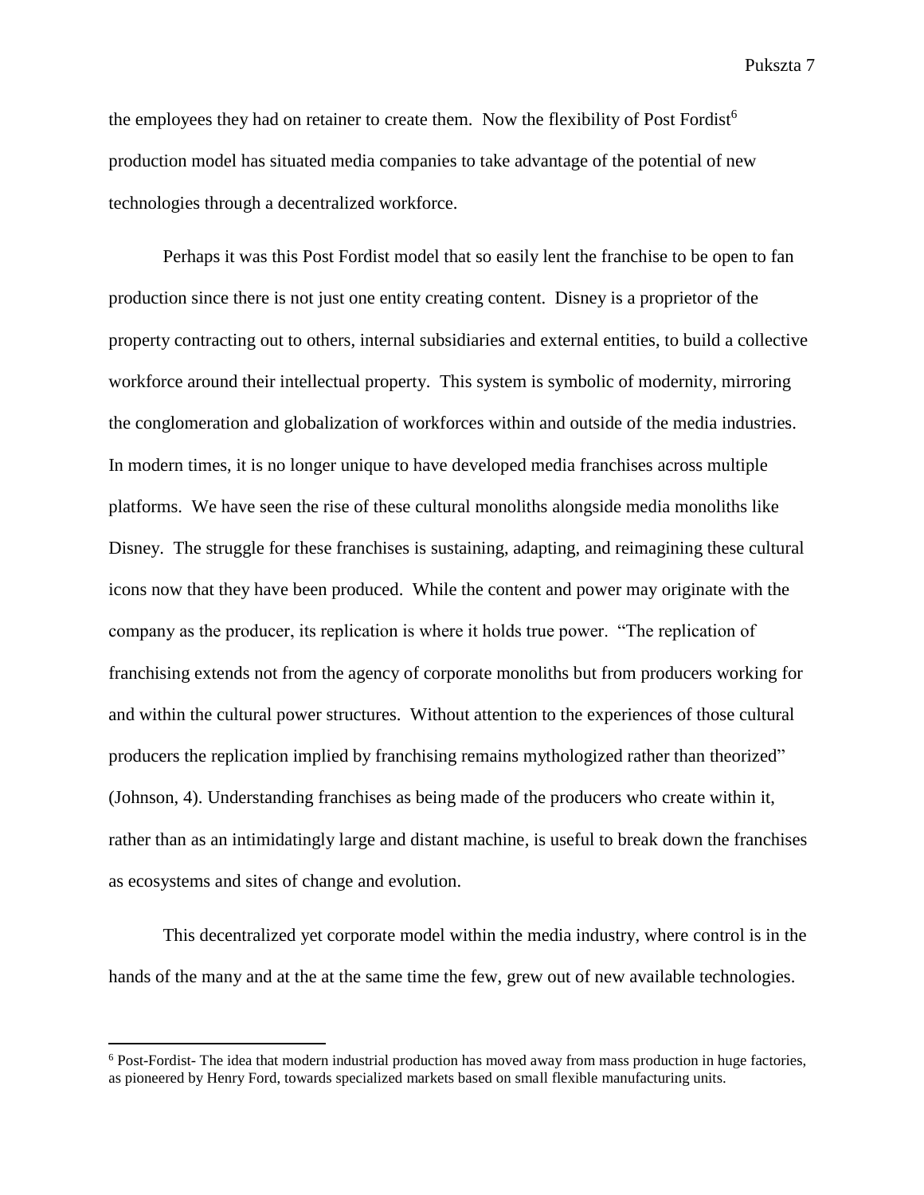the employees they had on retainer to create them. Now the flexibility of Post Fordist[6] production model has situated media companies to take advantage of the potential of new technologies through a decentralized workforce.

Perhaps it was this Post Fordist model that so easily lent the franchise to be open to fan production since there is not just one entity creating content. Disney is a proprietor of the property contracting out to others, internal subsidiaries and external entities, to build a collective workforce around their intellectual property. This system is symbolic of modernity, mirroring the conglomeration and globalization of workforces within and outside of the media industries. In modern times, it is no longer unique to have developed media franchises across multiple platforms. We have seen the rise of these cultural monoliths alongside media monoliths like Disney. The struggle for these franchises is sustaining, adapting, and reimagining these cultural icons now that they have been produced. While the content and power may originate with the company as the producer, its replication is where it holds true power. "The replication of franchising extends not from the agency of corporate monoliths but from producers working for and within the cultural power structures. Without attention to the experiences of those cultural producers the replication implied by franchising remains mythologized rather than theorized" (Johnson, 4). Understanding franchises as being made of the producers who create within it, rather than as an intimidatingly large and distant machine, is useful to break down the franchises as ecosystems and sites of change and evolution.

This decentralized yet corporate model within the media industry, where control is in the hands of the many and at the at the same time the few, grew out of new available technologies.

---

[6] Post-Fordist- The idea that modern industrial production has moved away from mass production in huge factories, as pioneered by Henry Ford, towards specialized markets based on small flexible manufacturing units.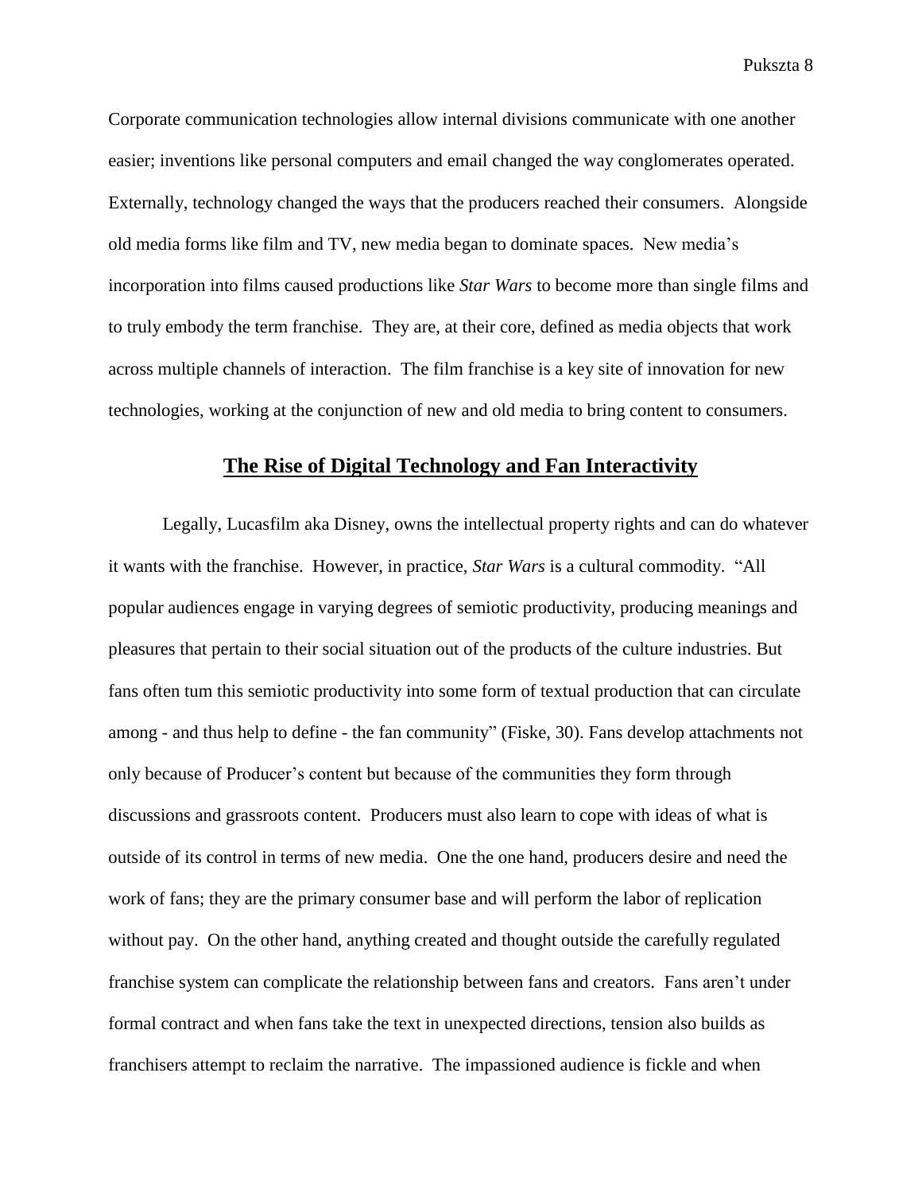Corporate communication technologies allow internal divisions communicate with one another easier; inventions like personal computers and email changed the way conglomerates operated. Externally, technology changed the ways that the producers reached their consumers. Alongside old media forms like film and TV, new media began to dominate spaces. New media's incorporation into films caused productions like *Star Wars* to become more than single films and to truly embody the term franchise. They are, at their core, defined as media objects that work across multiple channels of interaction. The film franchise is a key site of innovation for new technologies, working at the conjunction of new and old media to bring content to consumers.

## The Rise of Digital Technology and Fan Interactivity

Legally, Lucasfilm aka Disney, owns the intellectual property rights and can do whatever it wants with the franchise. However, in practice, *Star Wars* is a cultural commodity. "All popular audiences engage in varying degrees of semiotic productivity, producing meanings and pleasures that pertain to their social situation out of the products of the culture industries. But fans often tum this semiotic productivity into some form of textual production that can circulate among - and thus help to define - the fan community" (Fiske, 30). Fans develop attachments not only because of Producer's content but because of the communities they form through discussions and grassroots content. Producers must also learn to cope with ideas of what is outside of its control in terms of new media. One the one hand, producers desire and need the work of fans; they are the primary consumer base and will perform the labor of replication without pay. On the other hand, anything created and thought outside the carefully regulated franchise system can complicate the relationship between fans and creators. Fans aren't under formal contract and when fans take the text in unexpected directions, tension also builds as franchisers attempt to reclaim the narrative. The impassioned audience is fickle and when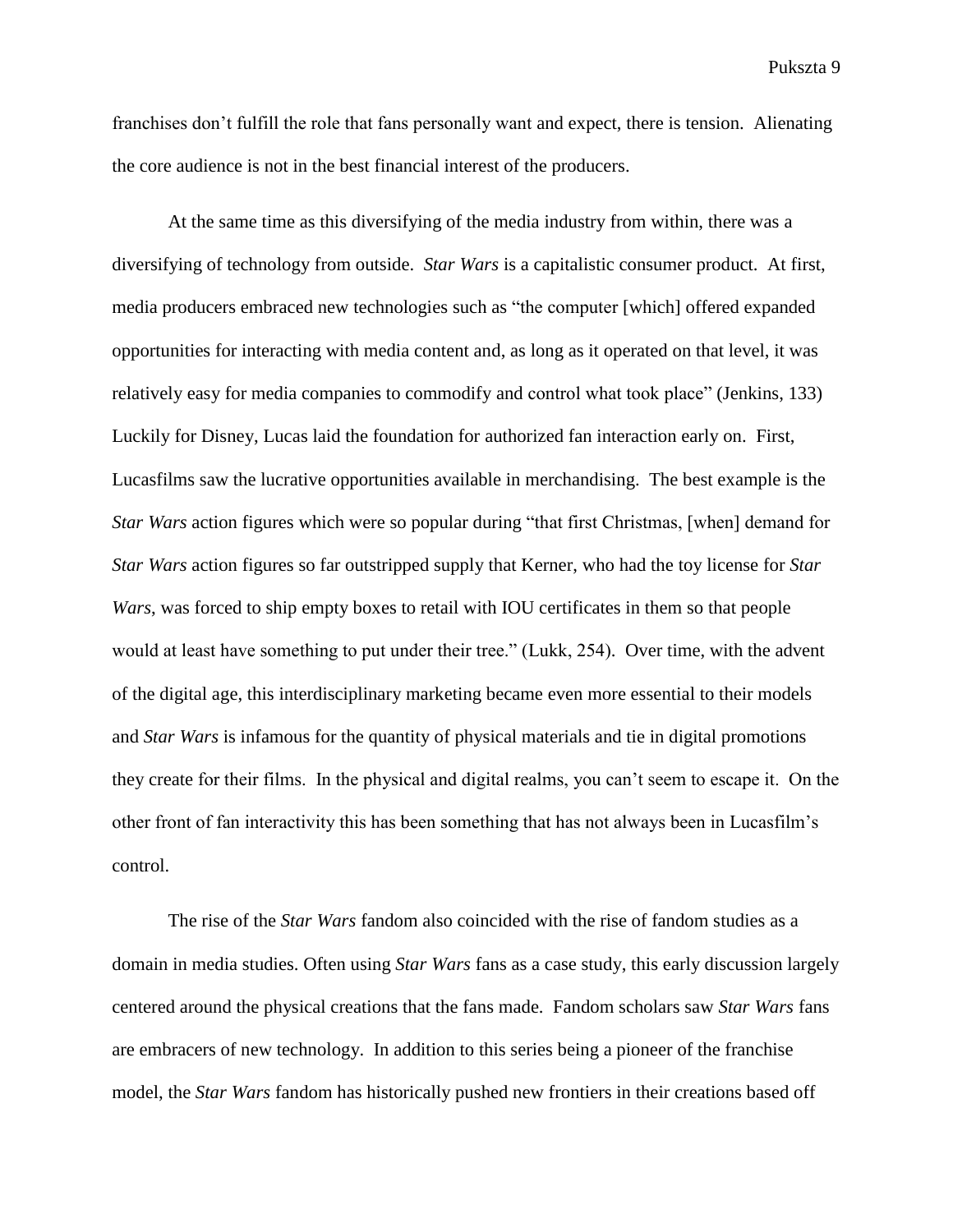franchises don't fulfill the role that fans personally want and expect, there is tension. Alienating the core audience is not in the best financial interest of the producers.

At the same time as this diversifying of the media industry from within, there was a diversifying of technology from outside. *Star Wars* is a capitalistic consumer product. At first, media producers embraced new technologies such as "the computer [which] offered expanded opportunities for interacting with media content and, as long as it operated on that level, it was relatively easy for media companies to commodify and control what took place" (Jenkins, 133) Luckily for Disney, Lucas laid the foundation for authorized fan interaction early on. First, Lucasfilms saw the lucrative opportunities available in merchandising. The best example is the *Star Wars* action figures which were so popular during "that first Christmas, [when] demand for *Star Wars* action figures so far outstripped supply that Kerner, who had the toy license for *Star Wars*, was forced to ship empty boxes to retail with IOU certificates in them so that people would at least have something to put under their tree." (Lukk, 254). Over time, with the advent of the digital age, this interdisciplinary marketing became even more essential to their models and *Star Wars* is infamous for the quantity of physical materials and tie in digital promotions they create for their films. In the physical and digital realms, you can't seem to escape it. On the other front of fan interactivity this has been something that has not always been in Lucasfilm's control.

The rise of the *Star Wars* fandom also coincided with the rise of fandom studies as a domain in media studies. Often using *Star Wars* fans as a case study, this early discussion largely centered around the physical creations that the fans made. Fandom scholars saw *Star Wars* fans are embracers of new technology. In addition to this series being a pioneer of the franchise model, the *Star Wars* fandom has historically pushed new frontiers in their creations based off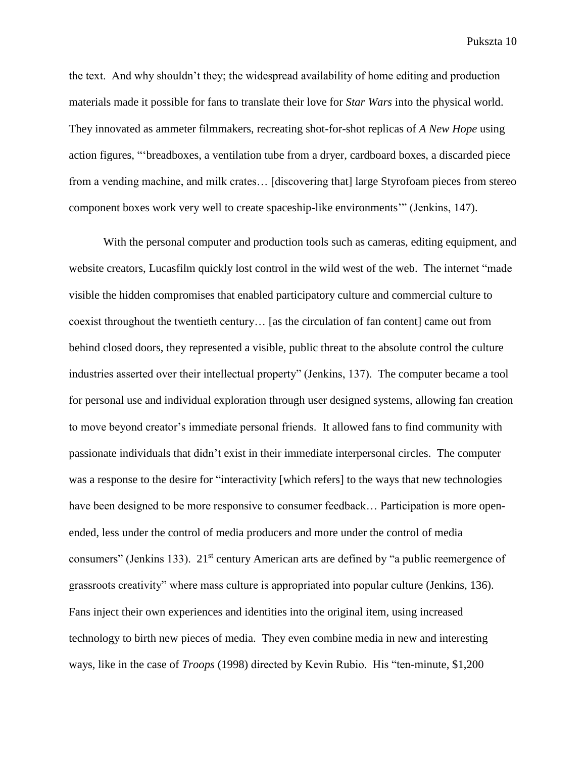the text. And why shouldn't they; the widespread availability of home editing and production materials made it possible for fans to translate their love for *Star Wars* into the physical world. They innovated as ammeter filmmakers, recreating shot-for-shot replicas of *A New Hope* using action figures, "'breadboxes, a ventilation tube from a dryer, cardboard boxes, a discarded piece from a vending machine, and milk crates… [discovering that] large Styrofoam pieces from stereo component boxes work very well to create spaceship-like environments'" (Jenkins, 147).

With the personal computer and production tools such as cameras, editing equipment, and website creators, Lucasfilm quickly lost control in the wild west of the web. The internet "made visible the hidden compromises that enabled participatory culture and commercial culture to coexist throughout the twentieth century… [as the circulation of fan content] came out from behind closed doors, they represented a visible, public threat to the absolute control the culture industries asserted over their intellectual property" (Jenkins, 137). The computer became a tool for personal use and individual exploration through user designed systems, allowing fan creation to move beyond creator's immediate personal friends. It allowed fans to find community with passionate individuals that didn't exist in their immediate interpersonal circles. The computer was a response to the desire for "interactivity [which refers] to the ways that new technologies have been designed to be more responsive to consumer feedback… Participation is more open-ended, less under the control of media producers and more under the control of media consumers" (Jenkins 133). 21st century American arts are defined by "a public reemergence of grassroots creativity" where mass culture is appropriated into popular culture (Jenkins, 136). Fans inject their own experiences and identities into the original item, using increased technology to birth new pieces of media. They even combine media in new and interesting ways, like in the case of *Troops* (1998) directed by Kevin Rubio. His "ten-minute, $1,200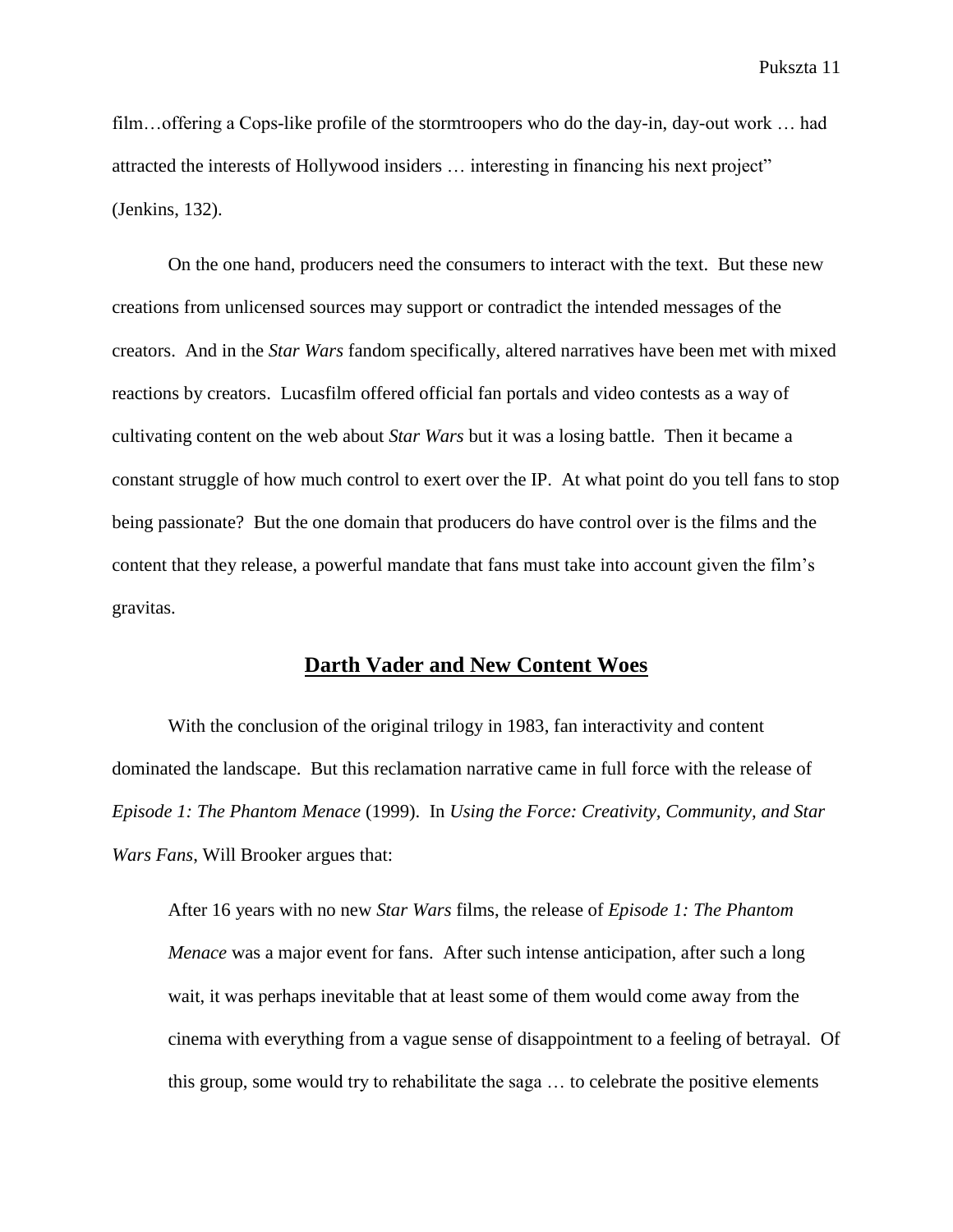film…offering a Cops-like profile of the stormtroopers who do the day-in, day-out work … had attracted the interests of Hollywood insiders … interesting in financing his next project" (Jenkins, 132).

On the one hand, producers need the consumers to interact with the text. But these new creations from unlicensed sources may support or contradict the intended messages of the creators. And in the *Star Wars* fandom specifically, altered narratives have been met with mixed reactions by creators. Lucasfilm offered official fan portals and video contests as a way of cultivating content on the web about *Star Wars* but it was a losing battle. Then it became a constant struggle of how much control to exert over the IP. At what point do you tell fans to stop being passionate? But the one domain that producers do have control over is the films and the content that they release, a powerful mandate that fans must take into account given the film's gravitas.

## **Darth Vader and New Content Woes**

With the conclusion of the original trilogy in 1983, fan interactivity and content dominated the landscape. But this reclamation narrative came in full force with the release of *Episode 1: The Phantom Menace* (1999). In *Using the Force: Creativity, Community, and Star Wars Fans*, Will Brooker argues that:

> After 16 years with no new *Star Wars* films, the release of *Episode 1: The Phantom Menace* was a major event for fans. After such intense anticipation, after such a long wait, it was perhaps inevitable that at least some of them would come away from the cinema with everything from a vague sense of disappointment to a feeling of betrayal. Of this group, some would try to rehabilitate the saga … to celebrate the positive elements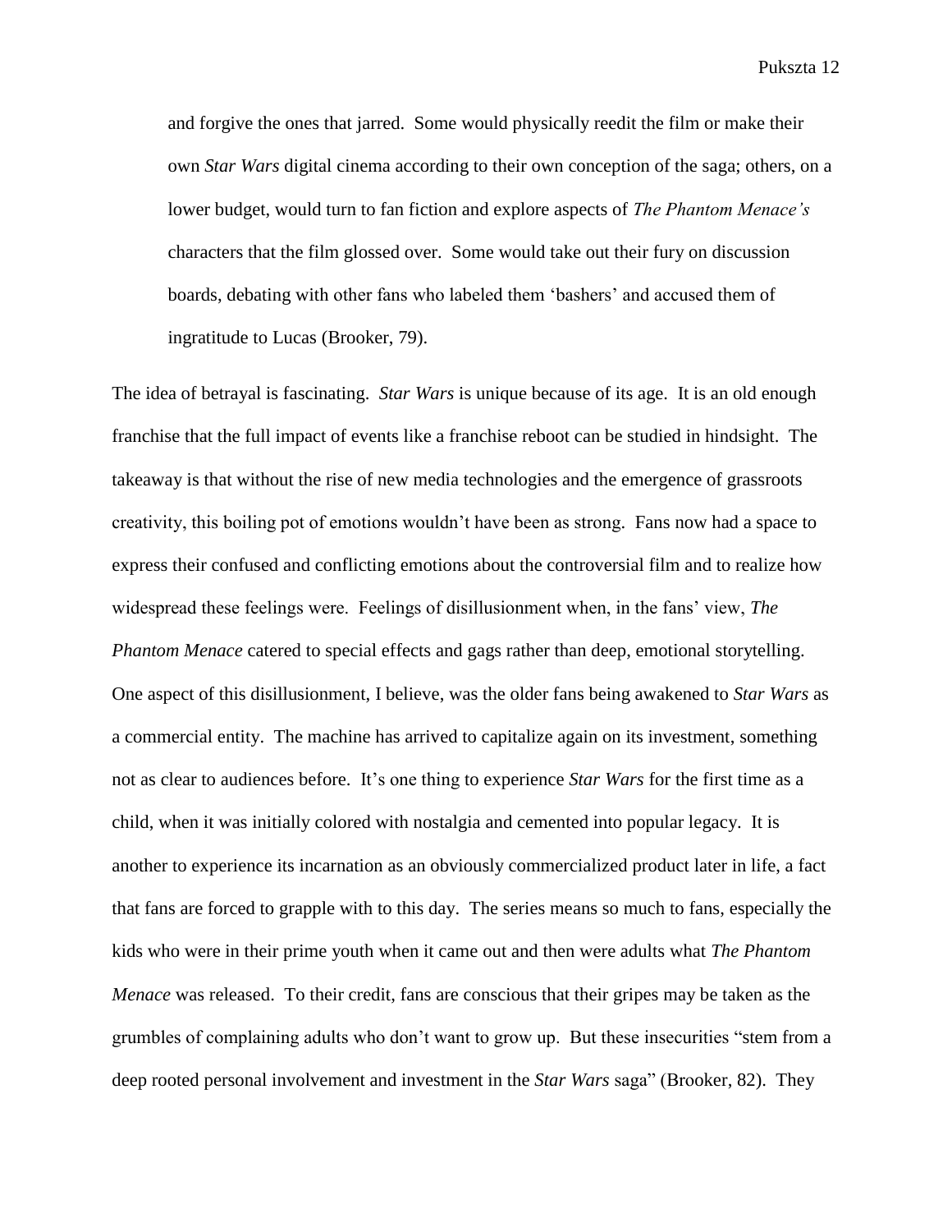> and forgive the ones that jarred. Some would physically reedit the film or make their own *Star Wars* digital cinema according to their own conception of the saga; others, on a lower budget, would turn to fan fiction and explore aspects of *The Phantom Menace's* characters that the film glossed over. Some would take out their fury on discussion boards, debating with other fans who labeled them 'bashers' and accused them of ingratitude to Lucas (Brooker, 79).

The idea of betrayal is fascinating. *Star Wars* is unique because of its age. It is an old enough franchise that the full impact of events like a franchise reboot can be studied in hindsight. The takeaway is that without the rise of new media technologies and the emergence of grassroots creativity, this boiling pot of emotions wouldn't have been as strong. Fans now had a space to express their confused and conflicting emotions about the controversial film and to realize how widespread these feelings were. Feelings of disillusionment when, in the fans' view, *The Phantom Menace* catered to special effects and gags rather than deep, emotional storytelling. One aspect of this disillusionment, I believe, was the older fans being awakened to *Star Wars* as a commercial entity. The machine has arrived to capitalize again on its investment, something not as clear to audiences before. It's one thing to experience *Star Wars* for the first time as a child, when it was initially colored with nostalgia and cemented into popular legacy. It is another to experience its incarnation as an obviously commercialized product later in life, a fact that fans are forced to grapple with to this day. The series means so much to fans, especially the kids who were in their prime youth when it came out and then were adults what *The Phantom Menace* was released. To their credit, fans are conscious that their gripes may be taken as the grumbles of complaining adults who don't want to grow up. But these insecurities "stem from a deep rooted personal involvement and investment in the *Star Wars* saga" (Brooker, 82). They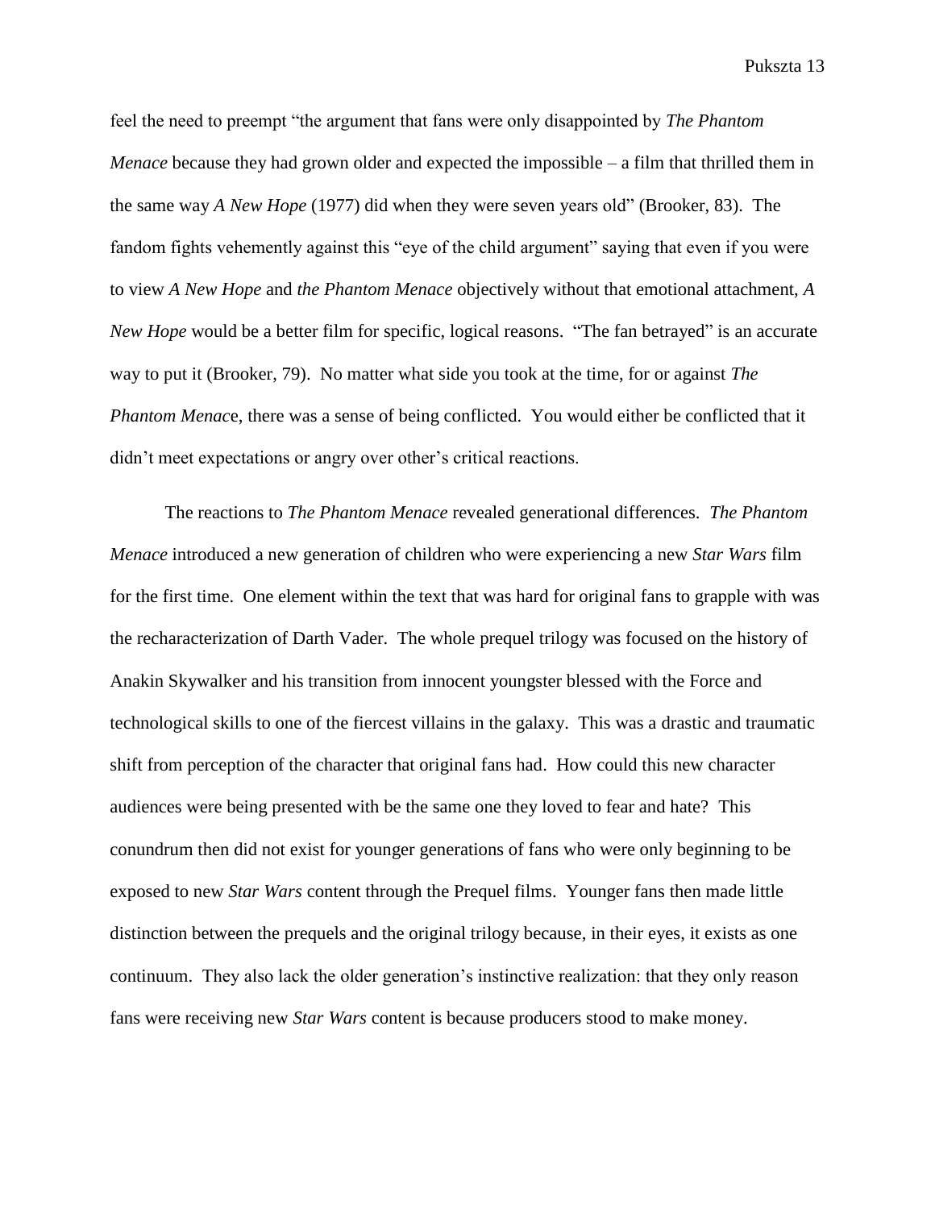feel the need to preempt "the argument that fans were only disappointed by *The Phantom Menace* because they had grown older and expected the impossible – a film that thrilled them in the same way *A New Hope* (1977) did when they were seven years old" (Brooker, 83). The fandom fights vehemently against this "eye of the child argument" saying that even if you were to view *A New Hope* and *the Phantom Menace* objectively without that emotional attachment, *A New Hope* would be a better film for specific, logical reasons. "The fan betrayed" is an accurate way to put it (Brooker, 79). No matter what side you took at the time, for or against *The Phantom Menac*e, there was a sense of being conflicted. You would either be conflicted that it didn't meet expectations or angry over other's critical reactions.

The reactions to *The Phantom Menace* revealed generational differences. *The Phantom Menace* introduced a new generation of children who were experiencing a new *Star Wars* film for the first time. One element within the text that was hard for original fans to grapple with was the recharacterization of Darth Vader. The whole prequel trilogy was focused on the history of Anakin Skywalker and his transition from innocent youngster blessed with the Force and technological skills to one of the fiercest villains in the galaxy. This was a drastic and traumatic shift from perception of the character that original fans had. How could this new character audiences were being presented with be the same one they loved to fear and hate? This conundrum then did not exist for younger generations of fans who were only beginning to be exposed to new *Star Wars* content through the Prequel films. Younger fans then made little distinction between the prequels and the original trilogy because, in their eyes, it exists as one continuum. They also lack the older generation's instinctive realization: that they only reason fans were receiving new *Star Wars* content is because producers stood to make money.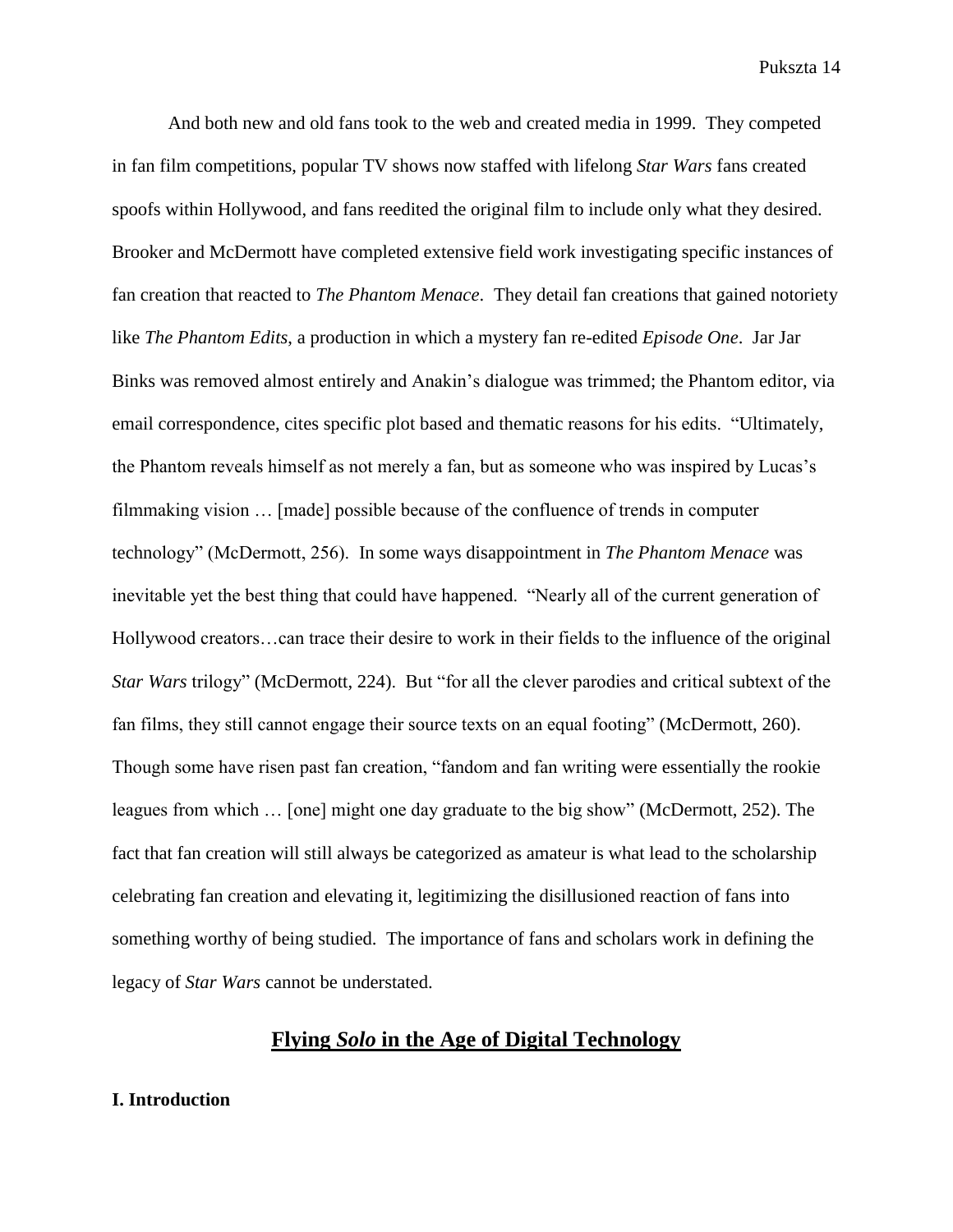And both new and old fans took to the web and created media in 1999. They competed in fan film competitions, popular TV shows now staffed with lifelong *Star Wars* fans created spoofs within Hollywood, and fans reedited the original film to include only what they desired. Brooker and McDermott have completed extensive field work investigating specific instances of fan creation that reacted to *The Phantom Menace*. They detail fan creations that gained notoriety like *The Phantom Edits*, a production in which a mystery fan re-edited *Episode One*. Jar Jar Binks was removed almost entirely and Anakin's dialogue was trimmed; the Phantom editor, via email correspondence, cites specific plot based and thematic reasons for his edits. "Ultimately, the Phantom reveals himself as not merely a fan, but as someone who was inspired by Lucas's filmmaking vision … [made] possible because of the confluence of trends in computer technology" (McDermott, 256). In some ways disappointment in *The Phantom Menace* was inevitable yet the best thing that could have happened. "Nearly all of the current generation of Hollywood creators…can trace their desire to work in their fields to the influence of the original *Star Wars* trilogy" (McDermott, 224). But "for all the clever parodies and critical subtext of the fan films, they still cannot engage their source texts on an equal footing" (McDermott, 260). Though some have risen past fan creation, "fandom and fan writing were essentially the rookie leagues from which … [one] might one day graduate to the big show" (McDermott, 252). The fact that fan creation will still always be categorized as amateur is what lead to the scholarship celebrating fan creation and elevating it, legitimizing the disillusioned reaction of fans into something worthy of being studied. The importance of fans and scholars work in defining the legacy of *Star Wars* cannot be understated.

## Flying *Solo* in the Age of Digital Technology

### I. Introduction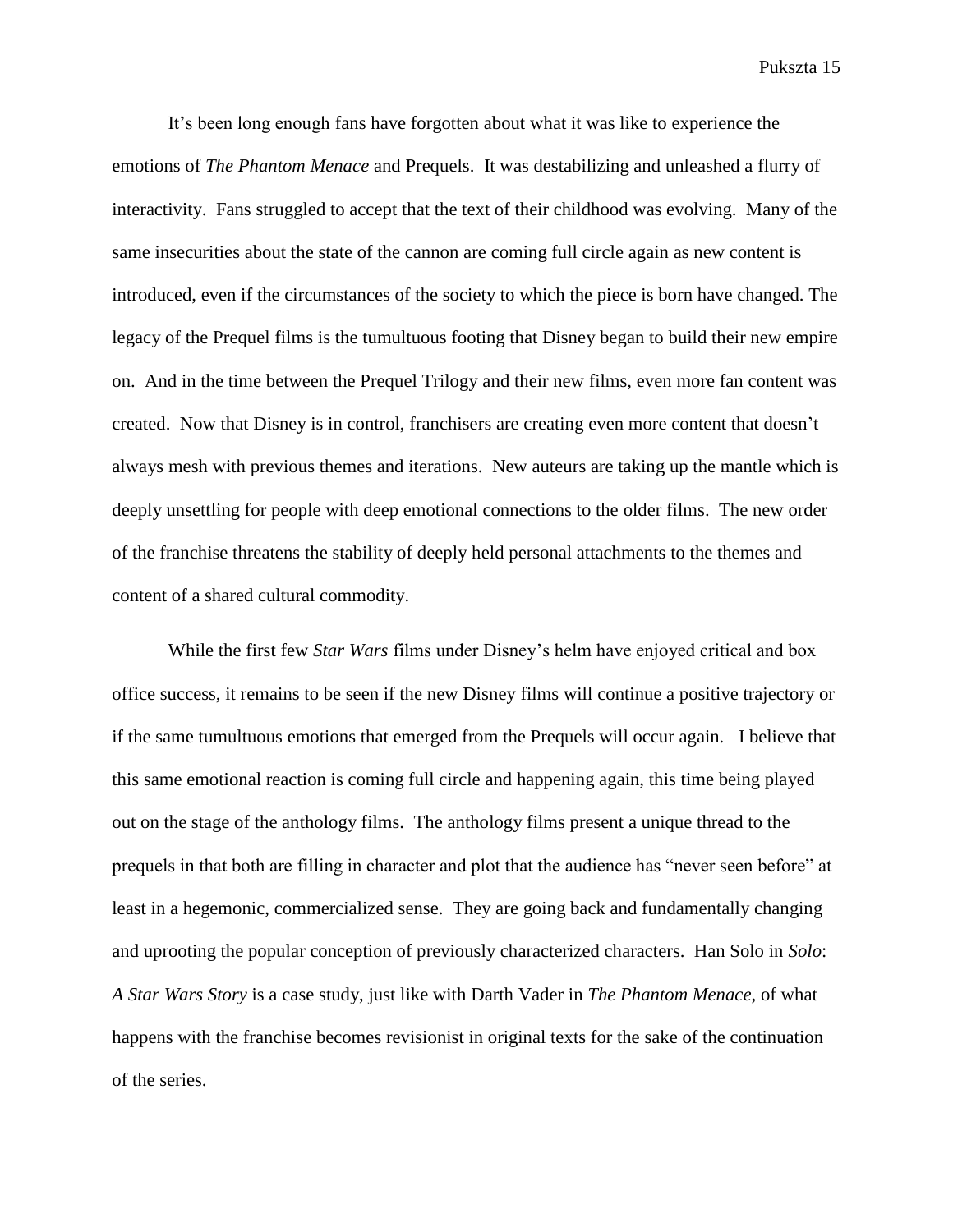It's been long enough fans have forgotten about what it was like to experience the emotions of *The Phantom Menace* and Prequels. It was destabilizing and unleashed a flurry of interactivity. Fans struggled to accept that the text of their childhood was evolving. Many of the same insecurities about the state of the cannon are coming full circle again as new content is introduced, even if the circumstances of the society to which the piece is born have changed. The legacy of the Prequel films is the tumultuous footing that Disney began to build their new empire on. And in the time between the Prequel Trilogy and their new films, even more fan content was created. Now that Disney is in control, franchisers are creating even more content that doesn't always mesh with previous themes and iterations. New auteurs are taking up the mantle which is deeply unsettling for people with deep emotional connections to the older films. The new order of the franchise threatens the stability of deeply held personal attachments to the themes and content of a shared cultural commodity.

While the first few *Star Wars* films under Disney's helm have enjoyed critical and box office success, it remains to be seen if the new Disney films will continue a positive trajectory or if the same tumultuous emotions that emerged from the Prequels will occur again. I believe that this same emotional reaction is coming full circle and happening again, this time being played out on the stage of the anthology films. The anthology films present a unique thread to the prequels in that both are filling in character and plot that the audience has "never seen before" at least in a hegemonic, commercialized sense. They are going back and fundamentally changing and uprooting the popular conception of previously characterized characters. Han Solo in *Solo*: *A Star Wars Story* is a case study, just like with Darth Vader in *The Phantom Menace*, of what happens with the franchise becomes revisionist in original texts for the sake of the continuation of the series.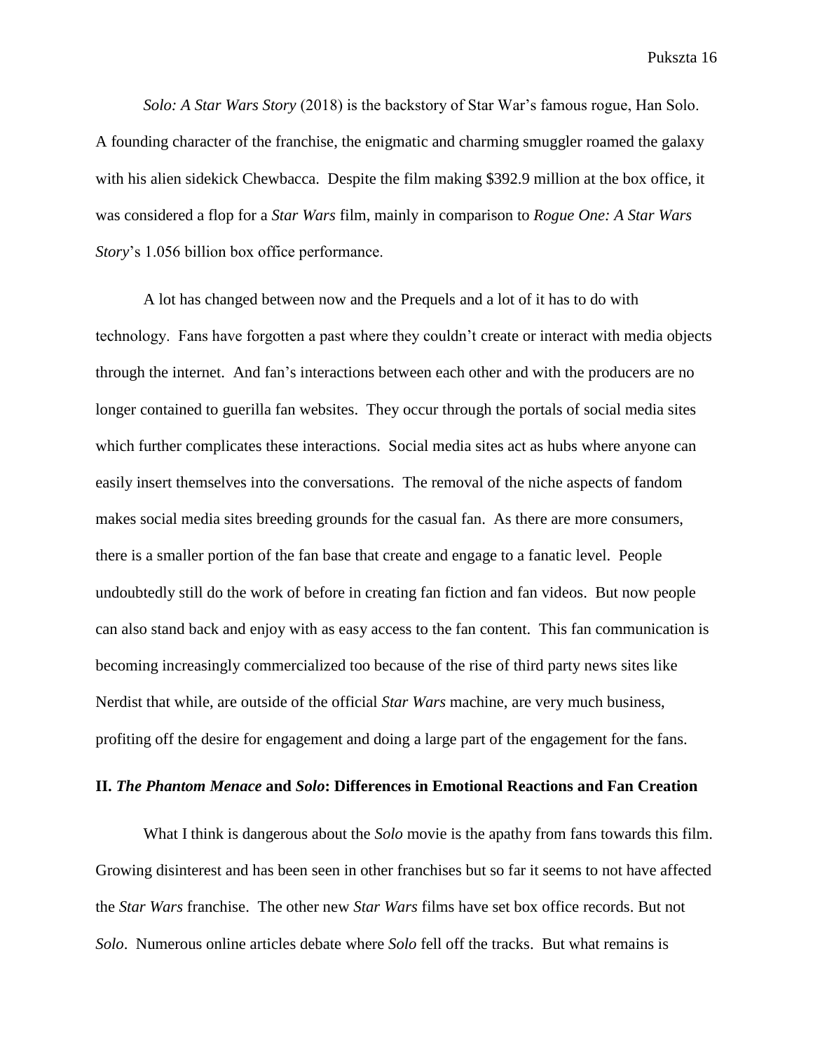*Solo: A Star Wars Story* (2018) is the backstory of Star War's famous rogue, Han Solo. A founding character of the franchise, the enigmatic and charming smuggler roamed the galaxy with his alien sidekick Chewbacca. Despite the film making $392.9 million at the box office, it was considered a flop for a *Star Wars* film, mainly in comparison to *Rogue One: A Star Wars Story*'s 1.056 billion box office performance.

A lot has changed between now and the Prequels and a lot of it has to do with technology. Fans have forgotten a past where they couldn't create or interact with media objects through the internet. And fan's interactions between each other and with the producers are no longer contained to guerilla fan websites. They occur through the portals of social media sites which further complicates these interactions. Social media sites act as hubs where anyone can easily insert themselves into the conversations. The removal of the niche aspects of fandom makes social media sites breeding grounds for the casual fan. As there are more consumers, there is a smaller portion of the fan base that create and engage to a fanatic level. People undoubtedly still do the work of before in creating fan fiction and fan videos. But now people can also stand back and enjoy with as easy access to the fan content. This fan communication is becoming increasingly commercialized too because of the rise of third party news sites like Nerdist that while, are outside of the official *Star Wars* machine, are very much business, profiting off the desire for engagement and doing a large part of the engagement for the fans.

## II. *The Phantom Menace* and *Solo*: Differences in Emotional Reactions and Fan Creation

What I think is dangerous about the *Solo* movie is the apathy from fans towards this film. Growing disinterest and has been seen in other franchises but so far it seems to not have affected the *Star Wars* franchise. The other new *Star Wars* films have set box office records. But not *Solo*. Numerous online articles debate where *Solo* fell off the tracks. But what remains is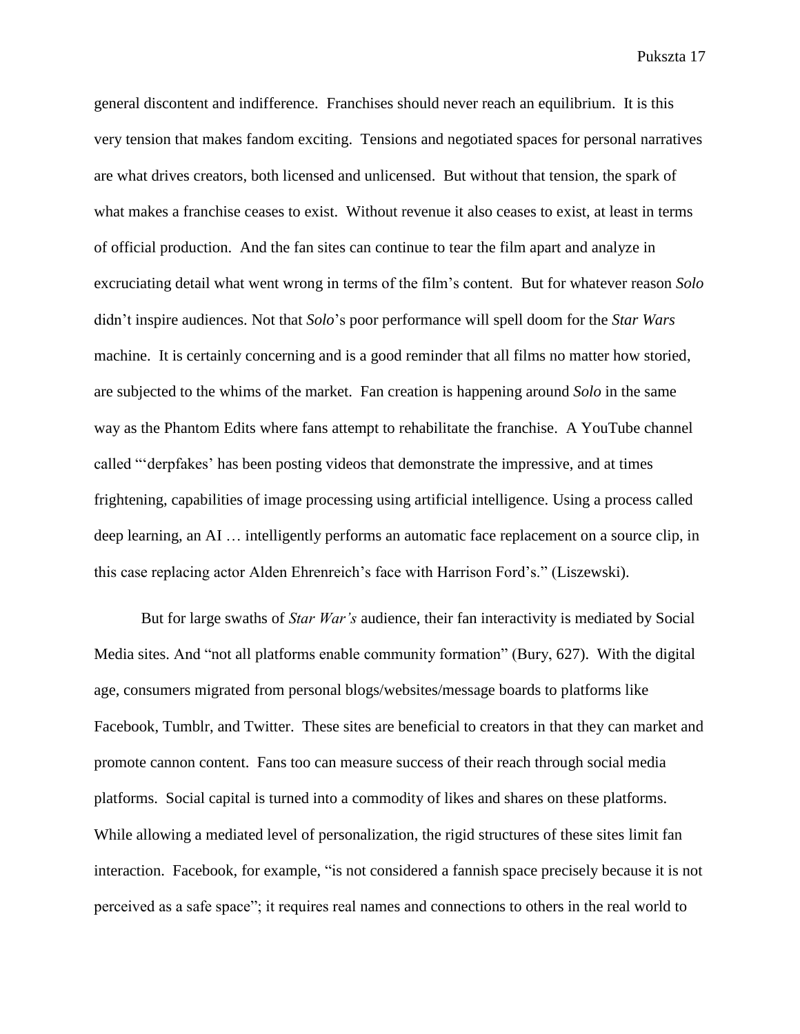general discontent and indifference. Franchises should never reach an equilibrium. It is this very tension that makes fandom exciting. Tensions and negotiated spaces for personal narratives are what drives creators, both licensed and unlicensed. But without that tension, the spark of what makes a franchise ceases to exist. Without revenue it also ceases to exist, at least in terms of official production. And the fan sites can continue to tear the film apart and analyze in excruciating detail what went wrong in terms of the film's content. But for whatever reason *Solo* didn't inspire audiences. Not that *Solo*'s poor performance will spell doom for the *Star Wars* machine. It is certainly concerning and is a good reminder that all films no matter how storied, are subjected to the whims of the market. Fan creation is happening around *Solo* in the same way as the Phantom Edits where fans attempt to rehabilitate the franchise. A YouTube channel called "'derpfakes' has been posting videos that demonstrate the impressive, and at times frightening, capabilities of image processing using artificial intelligence. Using a process called deep learning, an AI … intelligently performs an automatic face replacement on a source clip, in this case replacing actor Alden Ehrenreich's face with Harrison Ford's." (Liszewski).

But for large swaths of *Star War's* audience, their fan interactivity is mediated by Social Media sites. And "not all platforms enable community formation" (Bury, 627). With the digital age, consumers migrated from personal blogs/websites/message boards to platforms like Facebook, Tumblr, and Twitter. These sites are beneficial to creators in that they can market and promote cannon content. Fans too can measure success of their reach through social media platforms. Social capital is turned into a commodity of likes and shares on these platforms. While allowing a mediated level of personalization, the rigid structures of these sites limit fan interaction. Facebook, for example, "is not considered a fannish space precisely because it is not perceived as a safe space"; it requires real names and connections to others in the real world to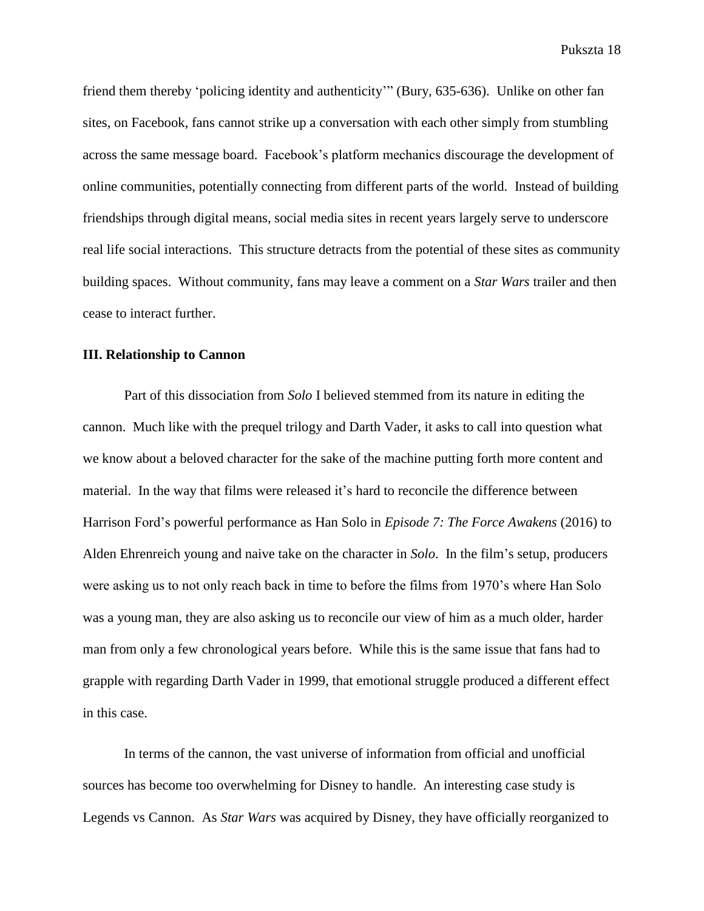friend them thereby 'policing identity and authenticity'" (Bury, 635-636). Unlike on other fan sites, on Facebook, fans cannot strike up a conversation with each other simply from stumbling across the same message board. Facebook's platform mechanics discourage the development of online communities, potentially connecting from different parts of the world. Instead of building friendships through digital means, social media sites in recent years largely serve to underscore real life social interactions. This structure detracts from the potential of these sites as community building spaces. Without community, fans may leave a comment on a *Star Wars* trailer and then cease to interact further.

**III. Relationship to Cannon**

Part of this dissociation from *Solo* I believed stemmed from its nature in editing the cannon. Much like with the prequel trilogy and Darth Vader, it asks to call into question what we know about a beloved character for the sake of the machine putting forth more content and material. In the way that films were released it's hard to reconcile the difference between Harrison Ford's powerful performance as Han Solo in *Episode 7: The Force Awakens* (2016) to Alden Ehrenreich young and naive take on the character in *Solo*. In the film's setup, producers were asking us to not only reach back in time to before the films from 1970's where Han Solo was a young man, they are also asking us to reconcile our view of him as a much older, harder man from only a few chronological years before. While this is the same issue that fans had to grapple with regarding Darth Vader in 1999, that emotional struggle produced a different effect in this case.

In terms of the cannon, the vast universe of information from official and unofficial sources has become too overwhelming for Disney to handle. An interesting case study is Legends vs Cannon. As *Star Wars* was acquired by Disney, they have officially reorganized to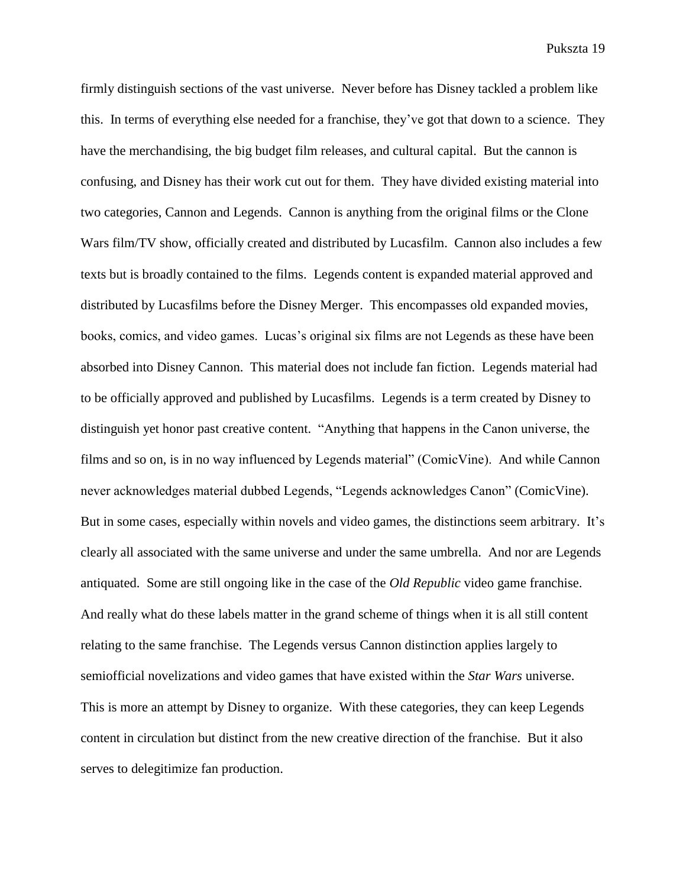firmly distinguish sections of the vast universe. Never before has Disney tackled a problem like this. In terms of everything else needed for a franchise, they've got that down to a science. They have the merchandising, the big budget film releases, and cultural capital. But the cannon is confusing, and Disney has their work cut out for them. They have divided existing material into two categories, Cannon and Legends. Cannon is anything from the original films or the Clone Wars film/TV show, officially created and distributed by Lucasfilm. Cannon also includes a few texts but is broadly contained to the films. Legends content is expanded material approved and distributed by Lucasfilms before the Disney Merger. This encompasses old expanded movies, books, comics, and video games. Lucas's original six films are not Legends as these have been absorbed into Disney Cannon. This material does not include fan fiction. Legends material had to be officially approved and published by Lucasfilms. Legends is a term created by Disney to distinguish yet honor past creative content. "Anything that happens in the Canon universe, the films and so on, is in no way influenced by Legends material" (ComicVine). And while Cannon never acknowledges material dubbed Legends, "Legends acknowledges Canon" (ComicVine). But in some cases, especially within novels and video games, the distinctions seem arbitrary. It's clearly all associated with the same universe and under the same umbrella. And nor are Legends antiquated. Some are still ongoing like in the case of the *Old Republic* video game franchise. And really what do these labels matter in the grand scheme of things when it is all still content relating to the same franchise. The Legends versus Cannon distinction applies largely to semiofficial novelizations and video games that have existed within the *Star Wars* universe. This is more an attempt by Disney to organize. With these categories, they can keep Legends content in circulation but distinct from the new creative direction of the franchise. But it also serves to delegitimize fan production.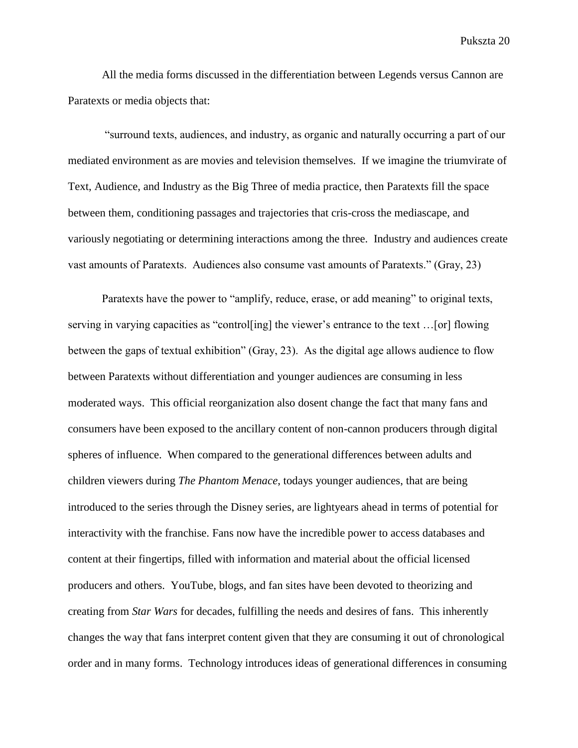All the media forms discussed in the differentiation between Legends versus Cannon are Paratexts or media objects that:

> "surround texts, audiences, and industry, as organic and naturally occurring a part of our mediated environment as are movies and television themselves. If we imagine the triumvirate of Text, Audience, and Industry as the Big Three of media practice, then Paratexts fill the space between them, conditioning passages and trajectories that cris-cross the mediascape, and variously negotiating or determining interactions among the three. Industry and audiences create vast amounts of Paratexts. Audiences also consume vast amounts of Paratexts." (Gray, 23)

Paratexts have the power to "amplify, reduce, erase, or add meaning" to original texts, serving in varying capacities as "control[ing] the viewer's entrance to the text …[or] flowing between the gaps of textual exhibition" (Gray, 23). As the digital age allows audience to flow between Paratexts without differentiation and younger audiences are consuming in less moderated ways. This official reorganization also dosent change the fact that many fans and consumers have been exposed to the ancillary content of non-cannon producers through digital spheres of influence. When compared to the generational differences between adults and children viewers during *The Phantom Menace*, todays younger audiences, that are being introduced to the series through the Disney series, are lightyears ahead in terms of potential for interactivity with the franchise. Fans now have the incredible power to access databases and content at their fingertips, filled with information and material about the official licensed producers and others. YouTube, blogs, and fan sites have been devoted to theorizing and creating from *Star Wars* for decades, fulfilling the needs and desires of fans. This inherently changes the way that fans interpret content given that they are consuming it out of chronological order and in many forms. Technology introduces ideas of generational differences in consuming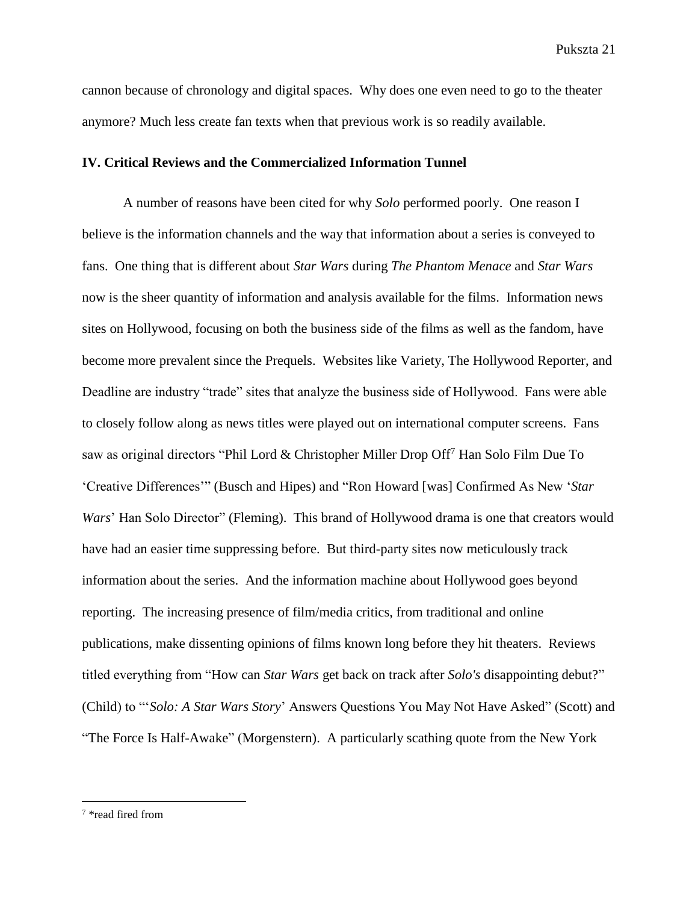cannon because of chronology and digital spaces. Why does one even need to go to the theater anymore? Much less create fan texts when that previous work is so readily available.

## IV. Critical Reviews and the Commercialized Information Tunnel

A number of reasons have been cited for why *Solo* performed poorly. One reason I believe is the information channels and the way that information about a series is conveyed to fans. One thing that is different about *Star Wars* during *The Phantom Menace* and *Star Wars* now is the sheer quantity of information and analysis available for the films. Information news sites on Hollywood, focusing on both the business side of the films as well as the fandom, have become more prevalent since the Prequels. Websites like Variety, The Hollywood Reporter, and Deadline are industry "trade" sites that analyze the business side of Hollywood. Fans were able to closely follow along as news titles were played out on international computer screens. Fans saw as original directors "Phil Lord & Christopher Miller Drop Off[7] Han Solo Film Due To 'Creative Differences'" (Busch and Hipes) and "Ron Howard [was] Confirmed As New '*Star Wars*' Han Solo Director" (Fleming). This brand of Hollywood drama is one that creators would have had an easier time suppressing before. But third-party sites now meticulously track information about the series. And the information machine about Hollywood goes beyond reporting. The increasing presence of film/media critics, from traditional and online publications, make dissenting opinions of films known long before they hit theaters. Reviews titled everything from "How can *Star Wars* get back on track after *Solo's* disappointing debut?" (Child) to "'*Solo: A Star Wars Story*' Answers Questions You May Not Have Asked" (Scott) and "The Force Is Half-Awake" (Morgenstern). A particularly scathing quote from the New York

[7] *read fired from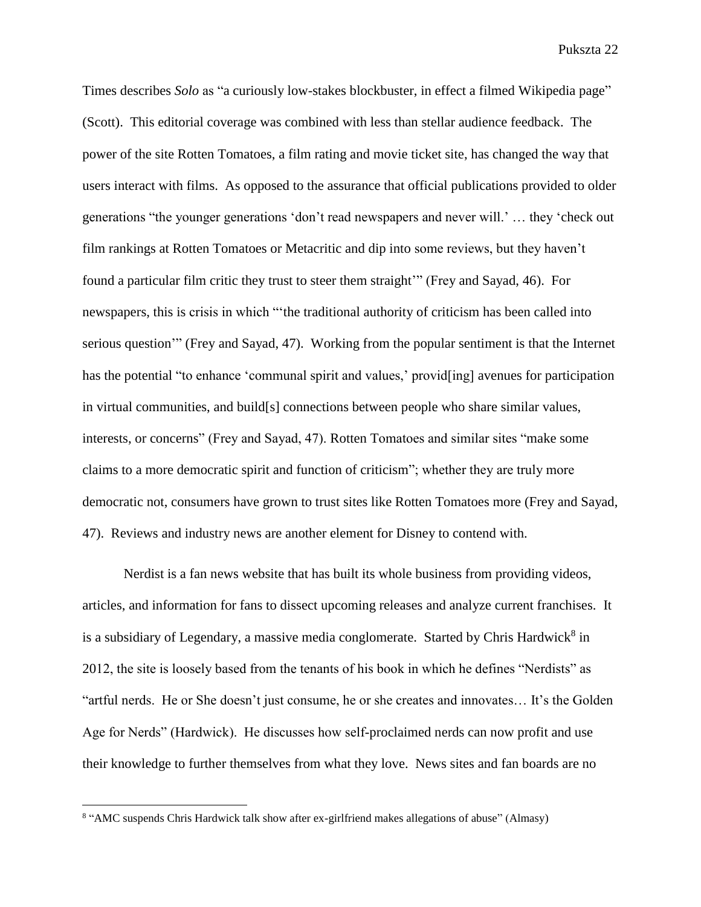Times describes *Solo* as “a curiously low-stakes blockbuster, in effect a filmed Wikipedia page” (Scott). This editorial coverage was combined with less than stellar audience feedback. The power of the site Rotten Tomatoes, a film rating and movie ticket site, has changed the way that users interact with films. As opposed to the assurance that official publications provided to older generations “the younger generations ‘don’t read newspapers and never will.’ … they ‘check out film rankings at Rotten Tomatoes or Metacritic and dip into some reviews, but they haven’t found a particular film critic they trust to steer them straight’” (Frey and Sayad, 46). For newspapers, this is crisis in which “‘the traditional authority of criticism has been called into serious question’” (Frey and Sayad, 47). Working from the popular sentiment is that the Internet has the potential “to enhance ‘communal spirit and values,’ provid[ing] avenues for participation in virtual communities, and build[s] connections between people who share similar values, interests, or concerns” (Frey and Sayad, 47). Rotten Tomatoes and similar sites “make some claims to a more democratic spirit and function of criticism”; whether they are truly more democratic not, consumers have grown to trust sites like Rotten Tomatoes more (Frey and Sayad, 47). Reviews and industry news are another element for Disney to contend with.

Nerdist is a fan news website that has built its whole business from providing videos, articles, and information for fans to dissect upcoming releases and analyze current franchises. It is a subsidiary of Legendary, a massive media conglomerate. Started by Chris Hardwick[8] in 2012, the site is loosely based from the tenants of his book in which he defines “Nerdists” as “artful nerds. He or She doesn’t just consume, he or she creates and innovates… It’s the Golden Age for Nerds” (Hardwick). He discusses how self-proclaimed nerds can now profit and use their knowledge to further themselves from what they love. News sites and fan boards are no

---

[8] “AMC suspends Chris Hardwick talk show after ex-girlfriend makes allegations of abuse” (Almasy)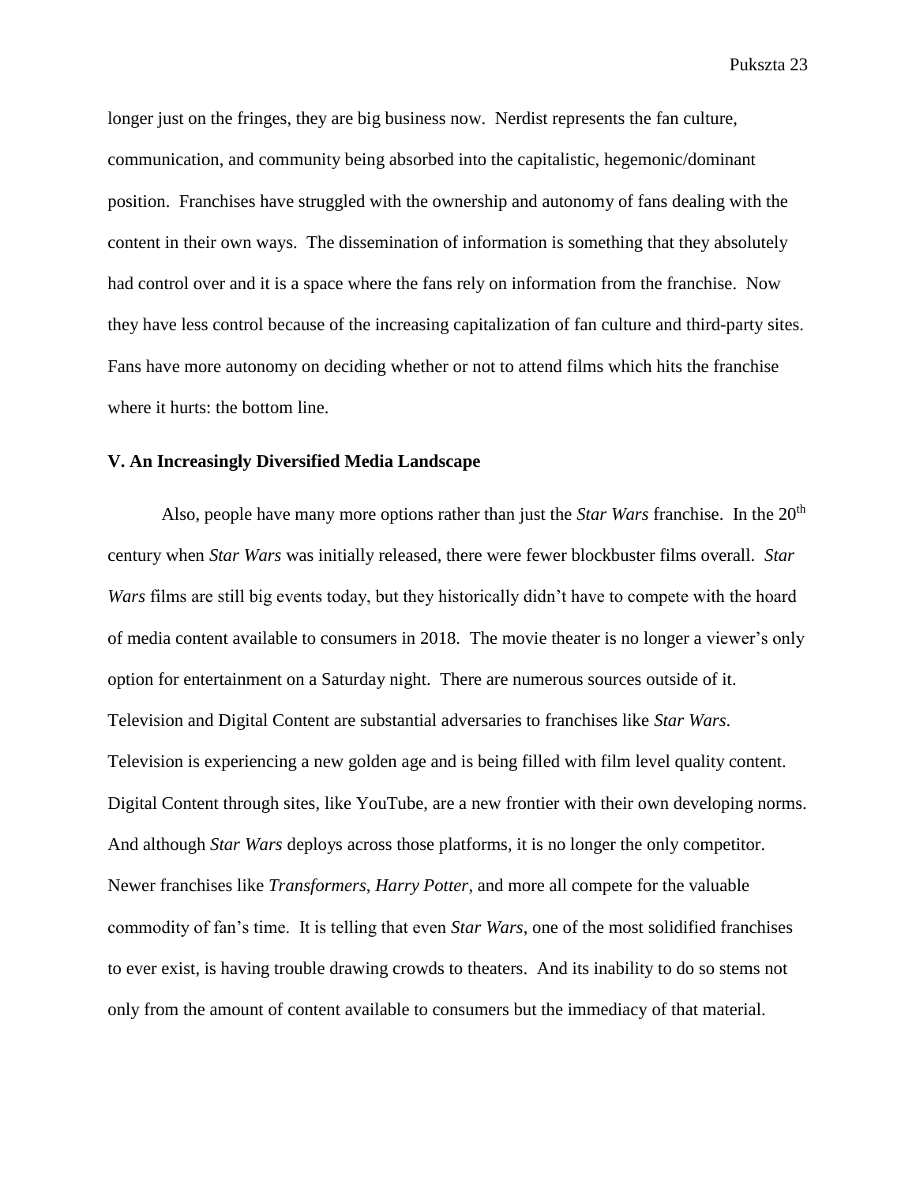longer just on the fringes, they are big business now. Nerdist represents the fan culture, communication, and community being absorbed into the capitalistic, hegemonic/dominant position. Franchises have struggled with the ownership and autonomy of fans dealing with the content in their own ways. The dissemination of information is something that they absolutely had control over and it is a space where the fans rely on information from the franchise. Now they have less control because of the increasing capitalization of fan culture and third-party sites. Fans have more autonomy on deciding whether or not to attend films which hits the franchise where it hurts: the bottom line.

### V. An Increasingly Diversified Media Landscape

Also, people have many more options rather than just the *Star Wars* franchise. In the 20th century when *Star Wars* was initially released, there were fewer blockbuster films overall. *Star Wars* films are still big events today, but they historically didn't have to compete with the hoard of media content available to consumers in 2018. The movie theater is no longer a viewer's only option for entertainment on a Saturday night. There are numerous sources outside of it. Television and Digital Content are substantial adversaries to franchises like *Star Wars*. Television is experiencing a new golden age and is being filled with film level quality content. Digital Content through sites, like YouTube, are a new frontier with their own developing norms. And although *Star Wars* deploys across those platforms, it is no longer the only competitor. Newer franchises like *Transformers*, *Harry Potter*, and more all compete for the valuable commodity of fan's time. It is telling that even *Star Wars*, one of the most solidified franchises to ever exist, is having trouble drawing crowds to theaters. And its inability to do so stems not only from the amount of content available to consumers but the immediacy of that material.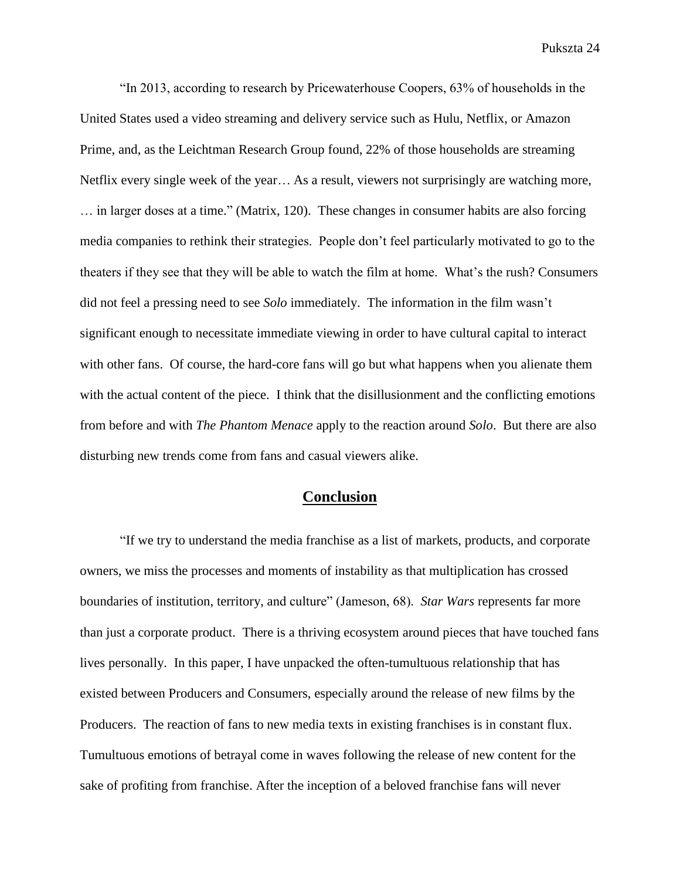"In 2013, according to research by Pricewaterhouse Coopers, 63% of households in the United States used a video streaming and delivery service such as Hulu, Netflix, or Amazon Prime, and, as the Leichtman Research Group found, 22% of those households are streaming Netflix every single week of the year… As a result, viewers not surprisingly are watching more, … in larger doses at a time." (Matrix, 120). These changes in consumer habits are also forcing media companies to rethink their strategies. People don't feel particularly motivated to go to the theaters if they see that they will be able to watch the film at home. What's the rush? Consumers did not feel a pressing need to see *Solo* immediately. The information in the film wasn't significant enough to necessitate immediate viewing in order to have cultural capital to interact with other fans. Of course, the hard-core fans will go but what happens when you alienate them with the actual content of the piece. I think that the disillusionment and the conflicting emotions from before and with *The Phantom Menace* apply to the reaction around *Solo*. But there are also disturbing new trends come from fans and casual viewers alike.

## Conclusion

"If we try to understand the media franchise as a list of markets, products, and corporate owners, we miss the processes and moments of instability as that multiplication has crossed boundaries of institution, territory, and culture" (Jameson, 68). *Star Wars* represents far more than just a corporate product. There is a thriving ecosystem around pieces that have touched fans lives personally. In this paper, I have unpacked the often-tumultuous relationship that has existed between Producers and Consumers, especially around the release of new films by the Producers. The reaction of fans to new media texts in existing franchises is in constant flux. Tumultuous emotions of betrayal come in waves following the release of new content for the sake of profiting from franchise. After the inception of a beloved franchise fans will never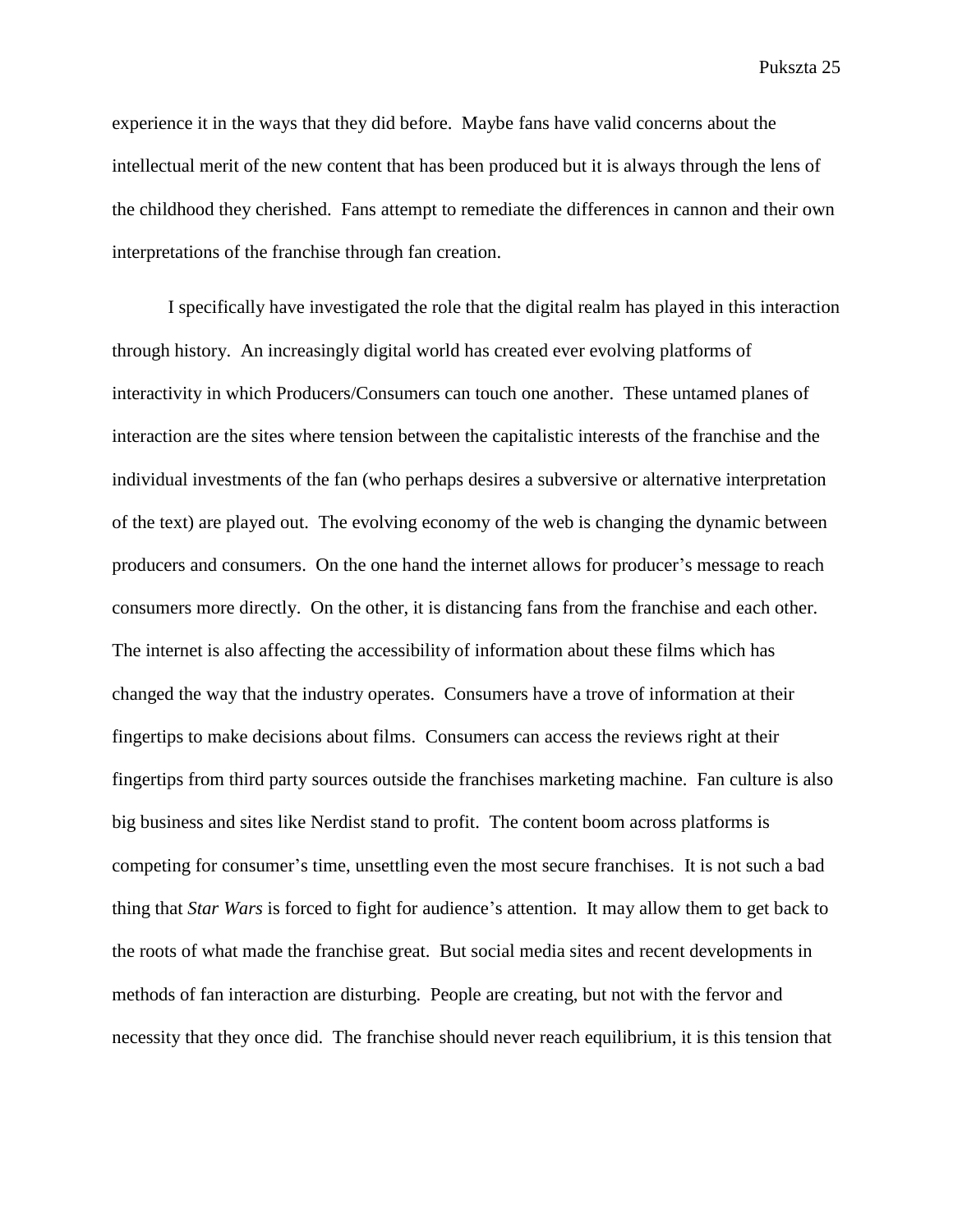experience it in the ways that they did before. Maybe fans have valid concerns about the intellectual merit of the new content that has been produced but it is always through the lens of the childhood they cherished. Fans attempt to remediate the differences in cannon and their own interpretations of the franchise through fan creation.

I specifically have investigated the role that the digital realm has played in this interaction through history. An increasingly digital world has created ever evolving platforms of interactivity in which Producers/Consumers can touch one another. These untamed planes of interaction are the sites where tension between the capitalistic interests of the franchise and the individual investments of the fan (who perhaps desires a subversive or alternative interpretation of the text) are played out. The evolving economy of the web is changing the dynamic between producers and consumers. On the one hand the internet allows for producer's message to reach consumers more directly. On the other, it is distancing fans from the franchise and each other. The internet is also affecting the accessibility of information about these films which has changed the way that the industry operates. Consumers have a trove of information at their fingertips to make decisions about films. Consumers can access the reviews right at their fingertips from third party sources outside the franchises marketing machine. Fan culture is also big business and sites like Nerdist stand to profit. The content boom across platforms is competing for consumer's time, unsettling even the most secure franchises. It is not such a bad thing that *Star Wars* is forced to fight for audience's attention. It may allow them to get back to the roots of what made the franchise great. But social media sites and recent developments in methods of fan interaction are disturbing. People are creating, but not with the fervor and necessity that they once did. The franchise should never reach equilibrium, it is this tension that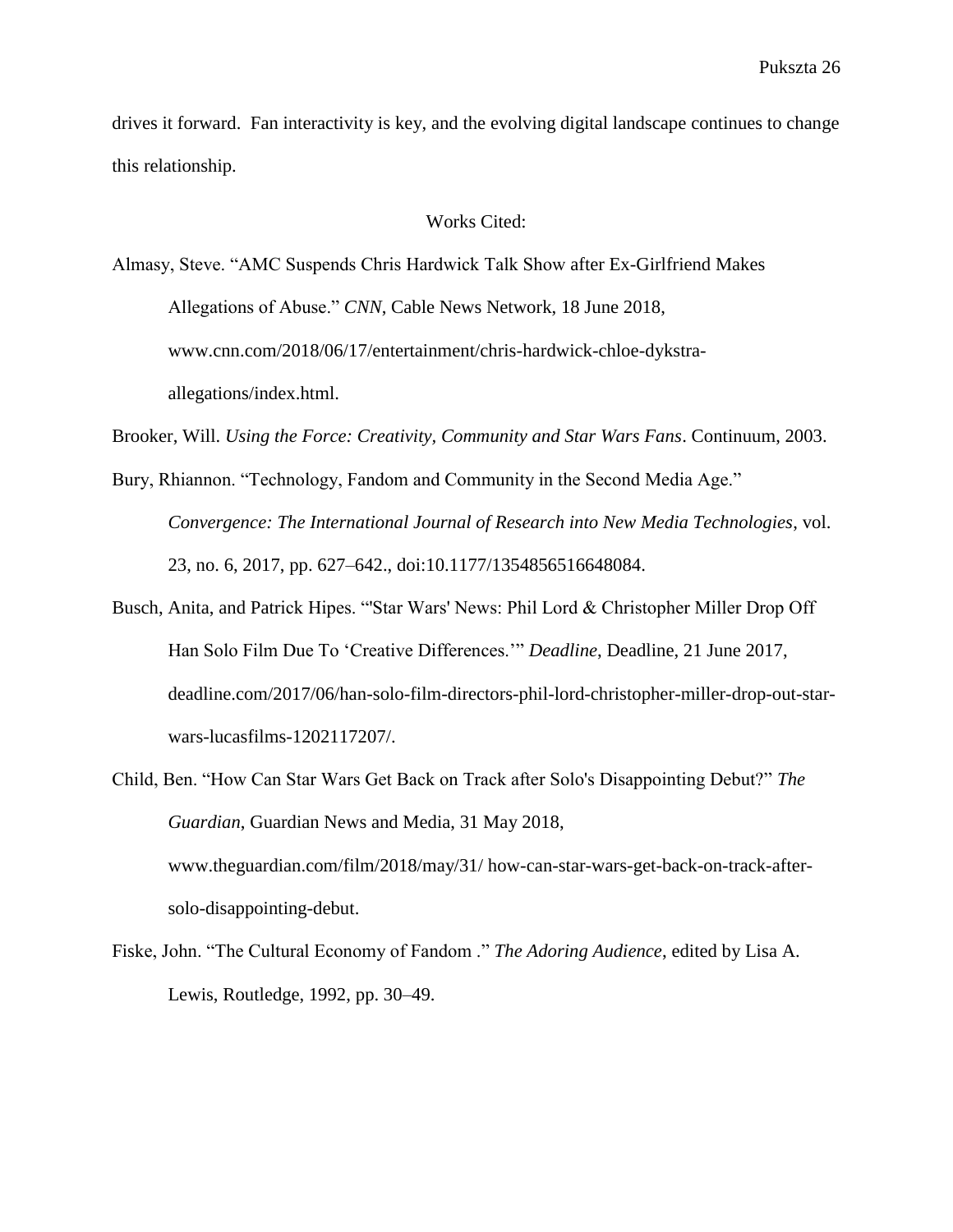drives it forward. Fan interactivity is key, and the evolving digital landscape continues to change this relationship.

## Works Cited:

Almasy, Steve. "AMC Suspends Chris Hardwick Talk Show after Ex-Girlfriend Makes Allegations of Abuse." *CNN*, Cable News Network, 18 June 2018, www.cnn.com/2018/06/17/entertainment/chris-hardwick-chloe-dykstra-allegations/index.html.

Brooker, Will. *Using the Force: Creativity, Community and Star Wars Fans*. Continuum, 2003.

Bury, Rhiannon. "Technology, Fandom and Community in the Second Media Age." *Convergence: The International Journal of Research into New Media Technologies*, vol. 23, no. 6, 2017, pp. 627–642., doi:10.1177/1354856516648084.

Busch, Anita, and Patrick Hipes. "'Star Wars' News: Phil Lord & Christopher Miller Drop Off Han Solo Film Due To 'Creative Differences.'" *Deadline*, Deadline, 21 June 2017, deadline.com/2017/06/han-solo-film-directors-phil-lord-christopher-miller-drop-out-star-wars-lucasfilms-1202117207/.

Child, Ben. "How Can Star Wars Get Back on Track after Solo's Disappointing Debut?" *The Guardian*, Guardian News and Media, 31 May 2018, www.theguardian.com/film/2018/may/31/ how-can-star-wars-get-back-on-track-after-solo-disappointing-debut.

Fiske, John. "The Cultural Economy of Fandom ." *The Adoring Audience*, edited by Lisa A. Lewis, Routledge, 1992, pp. 30–49.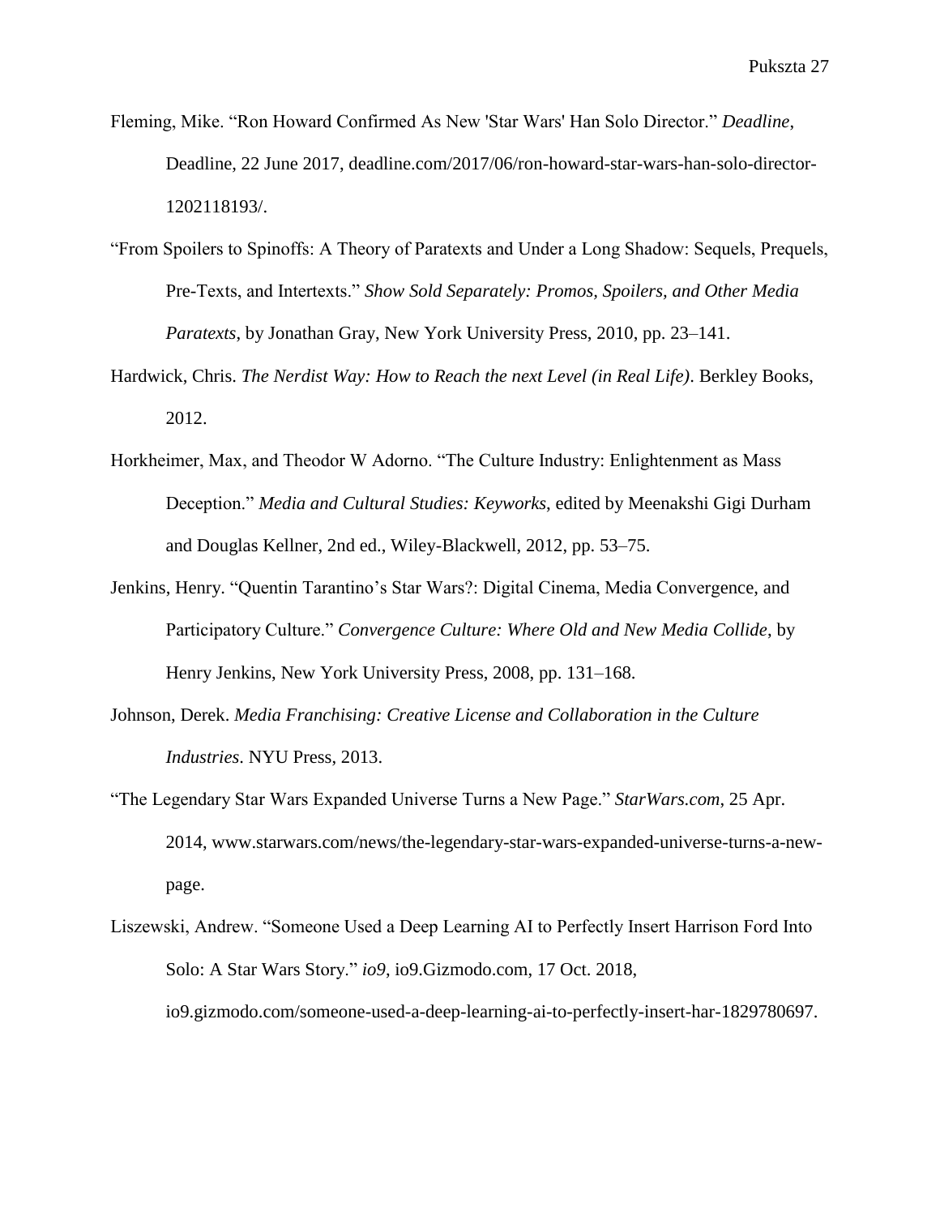Fleming, Mike. "Ron Howard Confirmed As New 'Star Wars' Han Solo Director." *Deadline*, Deadline, 22 June 2017, deadline.com/2017/06/ron-howard-star-wars-han-solo-director-1202118193/.

"From Spoilers to Spinoffs: A Theory of Paratexts and Under a Long Shadow: Sequels, Prequels, Pre-Texts, and Intertexts." *Show Sold Separately: Promos, Spoilers, and Other Media Paratexts*, by Jonathan Gray, New York University Press, 2010, pp. 23–141.

Hardwick, Chris. *The Nerdist Way: How to Reach the next Level (in Real Life)*. Berkley Books, 2012.

Horkheimer, Max, and Theodor W Adorno. "The Culture Industry: Enlightenment as Mass Deception." *Media and Cultural Studies: Keyworks*, edited by Meenakshi Gigi Durham and Douglas Kellner, 2nd ed., Wiley-Blackwell, 2012, pp. 53–75.

Jenkins, Henry. "Quentin Tarantino's Star Wars?: Digital Cinema, Media Convergence, and Participatory Culture." *Convergence Culture: Where Old and New Media Collide*, by Henry Jenkins, New York University Press, 2008, pp. 131–168.

Johnson, Derek. *Media Franchising: Creative License and Collaboration in the Culture Industries*. NYU Press, 2013.

"The Legendary Star Wars Expanded Universe Turns a New Page." *StarWars.com*, 25 Apr. 2014, www.starwars.com/news/the-legendary-star-wars-expanded-universe-turns-a-new-page.

Liszewski, Andrew. "Someone Used a Deep Learning AI to Perfectly Insert Harrison Ford Into Solo: A Star Wars Story." *io9*, io9.Gizmodo.com, 17 Oct. 2018, io9.gizmodo.com/someone-used-a-deep-learning-ai-to-perfectly-insert-har-1829780697.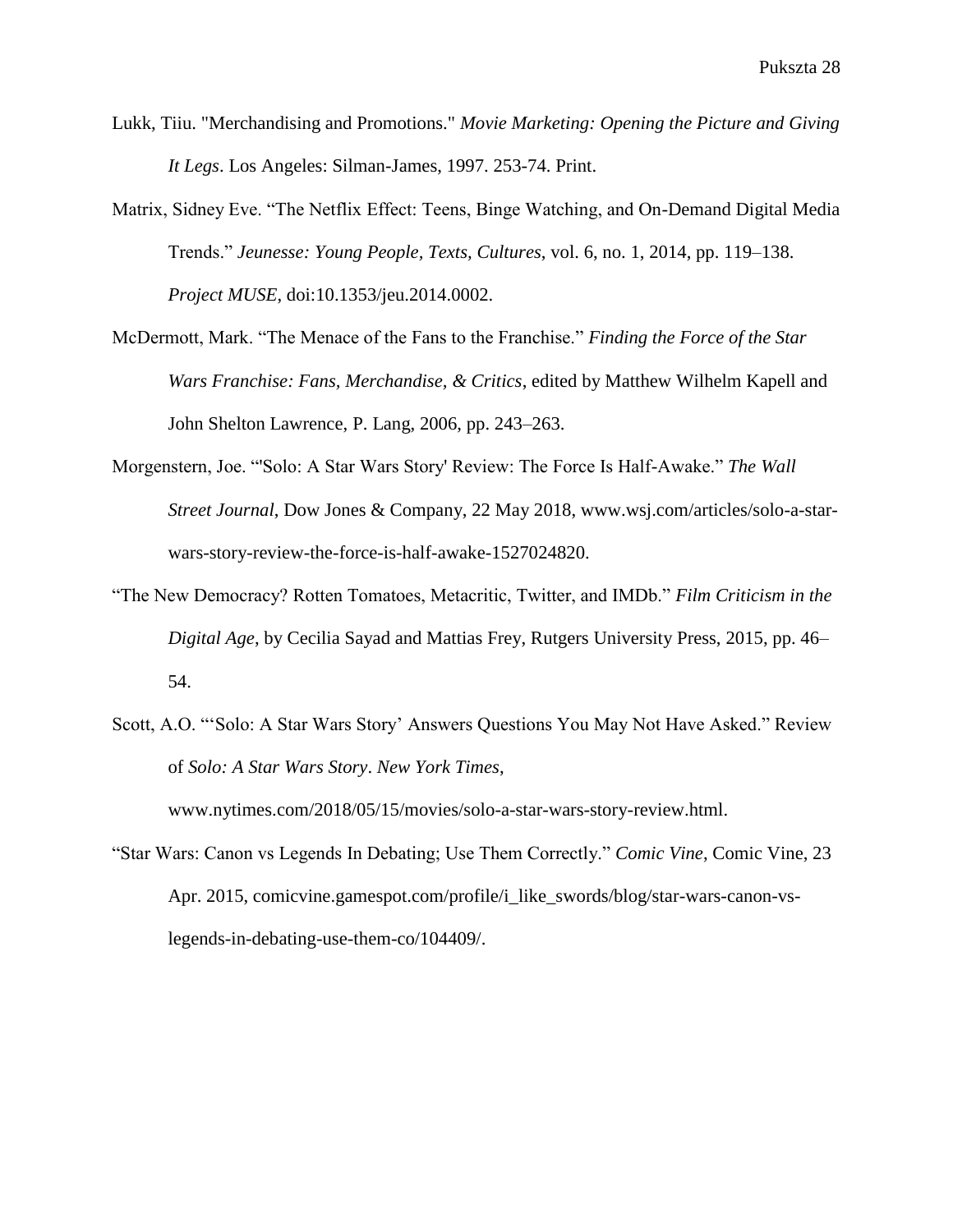Lukk, Tiiu. "Merchandising and Promotions." *Movie Marketing: Opening the Picture and Giving It Legs*. Los Angeles: Silman-James, 1997. 253-74. Print.

Matrix, Sidney Eve. "The Netflix Effect: Teens, Binge Watching, and On-Demand Digital Media Trends." *Jeunesse: Young People, Texts, Cultures*, vol. 6, no. 1, 2014, pp. 119–138. *Project MUSE*, doi:10.1353/jeu.2014.0002.

McDermott, Mark. "The Menace of the Fans to the Franchise." *Finding the Force of the Star Wars Franchise: Fans, Merchandise, & Critics*, edited by Matthew Wilhelm Kapell and John Shelton Lawrence, P. Lang, 2006, pp. 243–263.

Morgenstern, Joe. "'Solo: A Star Wars Story' Review: The Force Is Half-Awake." *The Wall Street Journal*, Dow Jones & Company, 22 May 2018, www.wsj.com/articles/solo-a-star-wars-story-review-the-force-is-half-awake-1527024820.

"The New Democracy? Rotten Tomatoes, Metacritic, Twitter, and IMDb." *Film Criticism in the Digital Age*, by Cecilia Sayad and Mattias Frey, Rutgers University Press, 2015, pp. 46–54.

Scott, A.O. "'Solo: A Star Wars Story' Answers Questions You May Not Have Asked." Review of *Solo: A Star Wars Story*. *New York Times*, www.nytimes.com/2018/05/15/movies/solo-a-star-wars-story-review.html.

"Star Wars: Canon vs Legends In Debating; Use Them Correctly." *Comic Vine*, Comic Vine, 23 Apr. 2015, comicvine.gamespot.com/profile/i_like_swords/blog/star-wars-canon-vs-legends-in-debating-use-them-co/104409/.